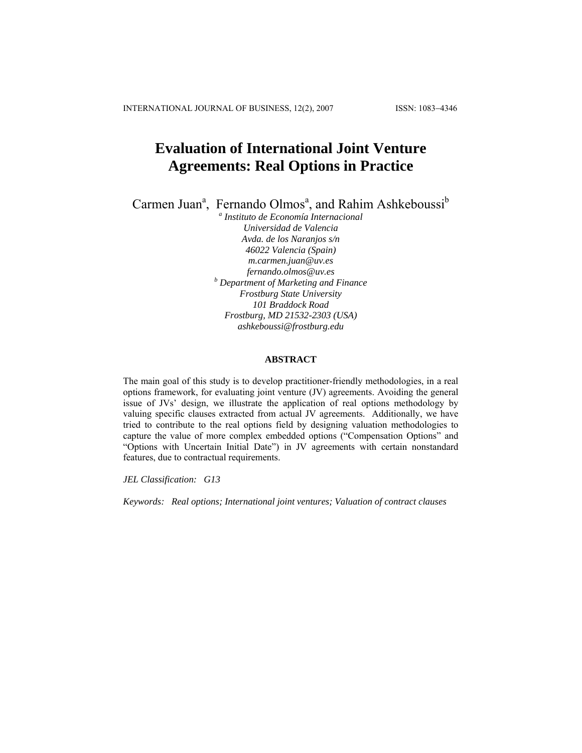# Evaluation of International Joint Venture Agreements: Real Options in Practice

Carmen Juan[a], Fernando Olmos[a], and Rahim Ashkeboussi[b]

[a] *Instituto de Economía Internacional*
*Universidad de Valencia*
*Avda. de los Naranjos s/n*
*46022 Valencia (Spain)*
*m.carmen.juan@uv.es*
*fernando.olmos@uv.es*

[b] *Department of Marketing and Finance*
*Frostburg State University*
*101 Braddock Road*
*Frostburg, MD 21532-2303 (USA)*
*ashkeboussi@frostburg.edu*

## ABSTRACT

The main goal of this study is to develop practitioner-friendly methodologies, in a real options framework, for evaluating joint venture (JV) agreements. Avoiding the general issue of JVs' design, we illustrate the application of real options methodology by valuing specific clauses extracted from actual JV agreements. Additionally, we have tried to contribute to the real options field by designing valuation methodologies to capture the value of more complex embedded options ("Compensation Options" and "Options with Uncertain Initial Date") in JV agreements with certain nonstandard features, due to contractual requirements.

*JEL Classification:* G13

*Keywords:* Real options; International joint ventures; Valuation of contract clauses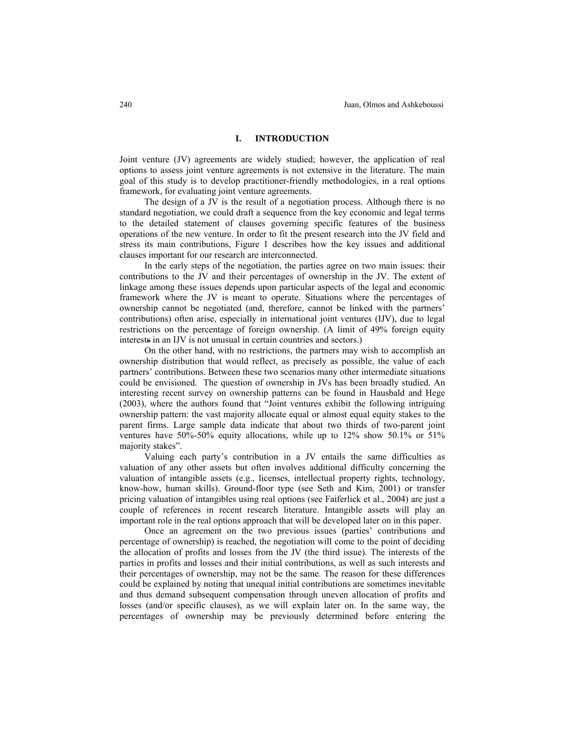## I. INTRODUCTION

Joint venture (JV) agreements are widely studied; however, the application of real options to assess joint venture agreements is not extensive in the literature. The main goal of this study is to develop practitioner-friendly methodologies, in a real options framework, for evaluating joint venture agreements.

The design of a JV is the result of a negotiation process. Although there is no standard negotiation, we could draft a sequence from the key economic and legal terms to the detailed statement of clauses governing specific features of the business operations of the new venture. In order to fit the present research into the JV field and stress its main contributions, Figure 1 describes how the key issues and additional clauses important for our research are interconnected.

In the early steps of the negotiation, the parties agree on two main issues: their contributions to the JV and their percentages of ownership in the JV. The extent of linkage among these issues depends upon particular aspects of the legal and economic framework where the JV is meant to operate. Situations where the percentages of ownership cannot be negotiated (and, therefore, cannot be linked with the partners' contributions) often arise, especially in international joint ventures (IJV), due to legal restrictions on the percentage of foreign ownership. (A limit of 49% foreign equity interests in an IJV is not unusual in certain countries and sectors.)

On the other hand, with no restrictions, the partners may wish to accomplish an ownership distribution that would reflect, as precisely as possible, the value of each partners' contributions. Between these two scenarios many other intermediate situations could be envisioned. The question of ownership in JVs has been broadly studied. An interesting recent survey on ownership patterns can be found in Hausbald and Hege (2003), where the authors found that "Joint ventures exhibit the following intriguing ownership pattern: the vast majority allocate equal or almost equal equity stakes to the parent firms. Large sample data indicate that about two thirds of two-parent joint ventures have 50%-50% equity allocations, while up to 12% show 50.1% or 51% majority stakes".

Valuing each party's contribution in a JV entails the same difficulties as valuation of any other assets but often involves additional difficulty concerning the valuation of intangible assets (e.g., licenses, intellectual property rights, technology, know-how, human skills). Ground-floor type (see Seth and Kim, 2001) or transfer pricing valuation of intangibles using real options (see Faiferlick et al., 2004) are just a couple of references in recent research literature. Intangible assets will play an important role in the real options approach that will be developed later on in this paper.

Once an agreement on the two previous issues (parties' contributions and percentage of ownership) is reached, the negotiation will come to the point of deciding the allocation of profits and losses from the JV (the third issue). The interests of the parties in profits and losses and their initial contributions, as well as such interests and their percentages of ownership, may not be the same. The reason for these differences could be explained by noting that unequal initial contributions are sometimes inevitable and thus demand subsequent compensation through uneven allocation of profits and losses (and/or specific clauses), as we will explain later on. In the same way, the percentages of ownership may be previously determined before entering the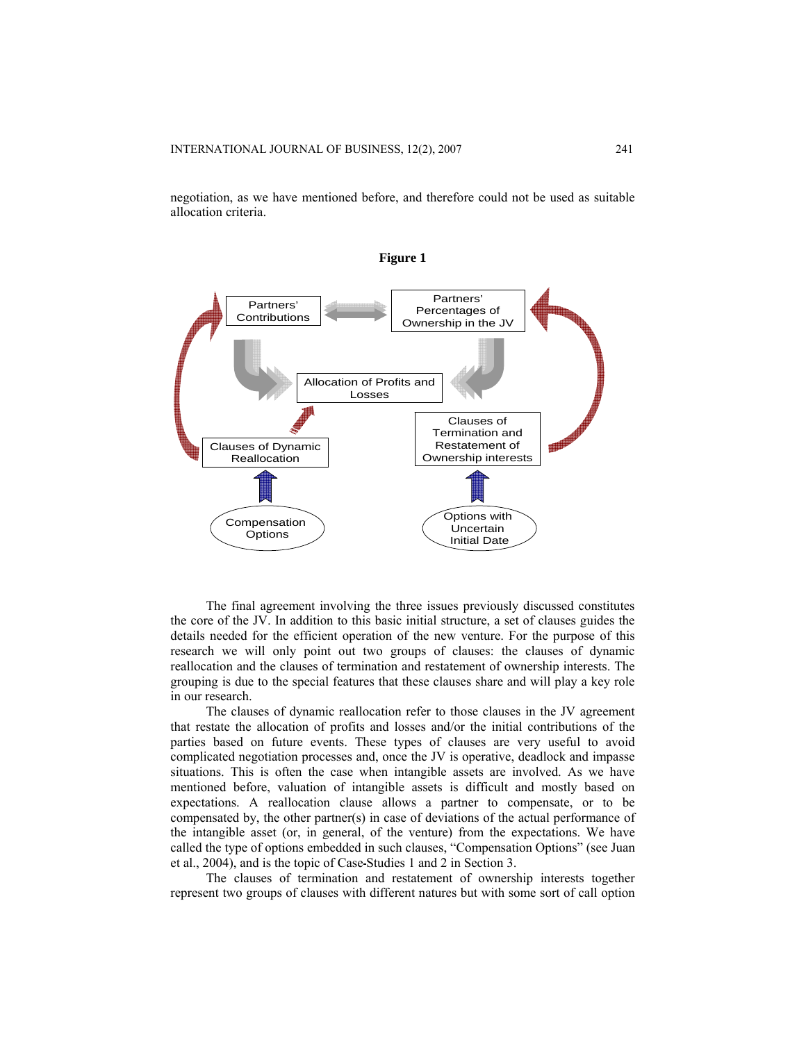negotiation, as we have mentioned before, and therefore could not be used as suitable allocation criteria.

**Figure 1**

Partners' Contributions

Partners' Percentages of Ownership in the JV

Allocation of Profits and Losses

Clauses of Dynamic Reallocation

Clauses of Termination and Restatement of Ownership interests

Compensation Options

Options with Uncertain Initial Date

The final agreement involving the three issues previously discussed constitutes the core of the JV. In addition to this basic initial structure, a set of clauses guides the details needed for the efficient operation of the new venture. For the purpose of this research we will only point out two groups of clauses: the clauses of dynamic reallocation and the clauses of termination and restatement of ownership interests. The grouping is due to the special features that these clauses share and will play a key role in our research.

The clauses of dynamic reallocation refer to those clauses in the JV agreement that restate the allocation of profits and losses and/or the initial contributions of the parties based on future events. These types of clauses are very useful to avoid complicated negotiation processes and, once the JV is operative, deadlock and impasse situations. This is often the case when intangible assets are involved. As we have mentioned before, valuation of intangible assets is difficult and mostly based on expectations. A reallocation clause allows a partner to compensate, or to be compensated by, the other partner(s) in case of deviations of the actual performance of the intangible asset (or, in general, of the venture) from the expectations. We have called the type of options embedded in such clauses, "Compensation Options" (see Juan et al., 2004), and is the topic of Case-Studies 1 and 2 in Section 3.

The clauses of termination and restatement of ownership interests together represent two groups of clauses with different natures but with some sort of call option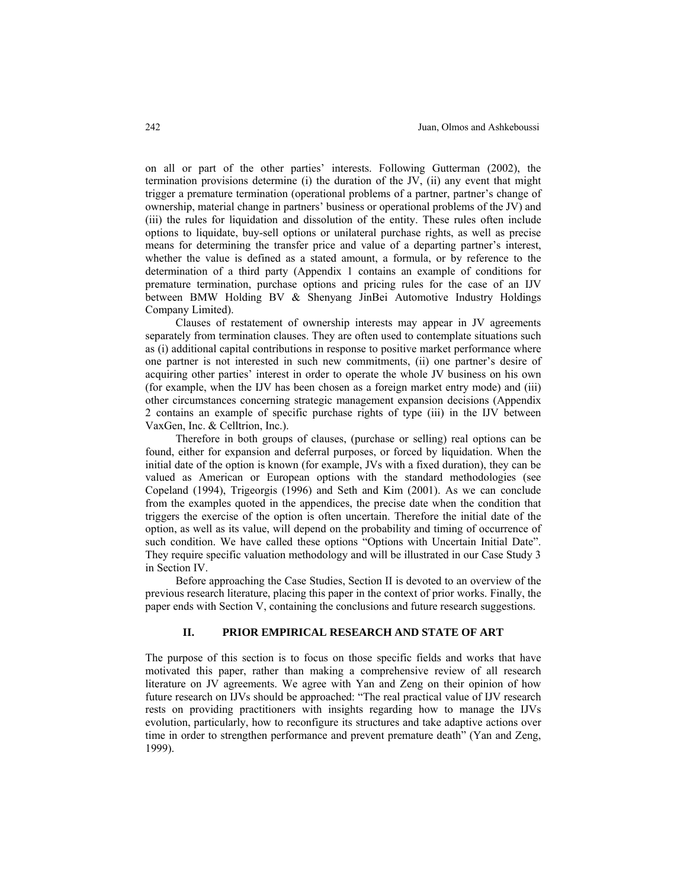on all or part of the other parties' interests. Following Gutterman (2002), the termination provisions determine (i) the duration of the JV, (ii) any event that might trigger a premature termination (operational problems of a partner, partner's change of ownership, material change in partners' business or operational problems of the JV) and (iii) the rules for liquidation and dissolution of the entity. These rules often include options to liquidate, buy-sell options or unilateral purchase rights, as well as precise means for determining the transfer price and value of a departing partner's interest, whether the value is defined as a stated amount, a formula, or by reference to the determination of a third party (Appendix 1 contains an example of conditions for premature termination, purchase options and pricing rules for the case of an IJV between BMW Holding BV & Shenyang JinBei Automotive Industry Holdings Company Limited).

Clauses of restatement of ownership interests may appear in JV agreements separately from termination clauses. They are often used to contemplate situations such as (i) additional capital contributions in response to positive market performance where one partner is not interested in such new commitments, (ii) one partner's desire of acquiring other parties' interest in order to operate the whole JV business on his own (for example, when the IJV has been chosen as a foreign market entry mode) and (iii) other circumstances concerning strategic management expansion decisions (Appendix 2 contains an example of specific purchase rights of type (iii) in the IJV between VaxGen, Inc. & Celltrion, Inc.).

Therefore in both groups of clauses, (purchase or selling) real options can be found, either for expansion and deferral purposes, or forced by liquidation. When the initial date of the option is known (for example, JVs with a fixed duration), they can be valued as American or European options with the standard methodologies (see Copeland (1994), Trigeorgis (1996) and Seth and Kim (2001). As we can conclude from the examples quoted in the appendices, the precise date when the condition that triggers the exercise of the option is often uncertain. Therefore the initial date of the option, as well as its value, will depend on the probability and timing of occurrence of such condition. We have called these options "Options with Uncertain Initial Date". They require specific valuation methodology and will be illustrated in our Case Study 3 in Section IV.

Before approaching the Case Studies, Section II is devoted to an overview of the previous research literature, placing this paper in the context of prior works. Finally, the paper ends with Section V, containing the conclusions and future research suggestions.

## II. PRIOR EMPIRICAL RESEARCH AND STATE OF ART

The purpose of this section is to focus on those specific fields and works that have motivated this paper, rather than making a comprehensive review of all research literature on JV agreements. We agree with Yan and Zeng on their opinion of how future research on IJVs should be approached: "The real practical value of IJV research rests on providing practitioners with insights regarding how to manage the IJVs evolution, particularly, how to reconfigure its structures and take adaptive actions over time in order to strengthen performance and prevent premature death" (Yan and Zeng, 1999).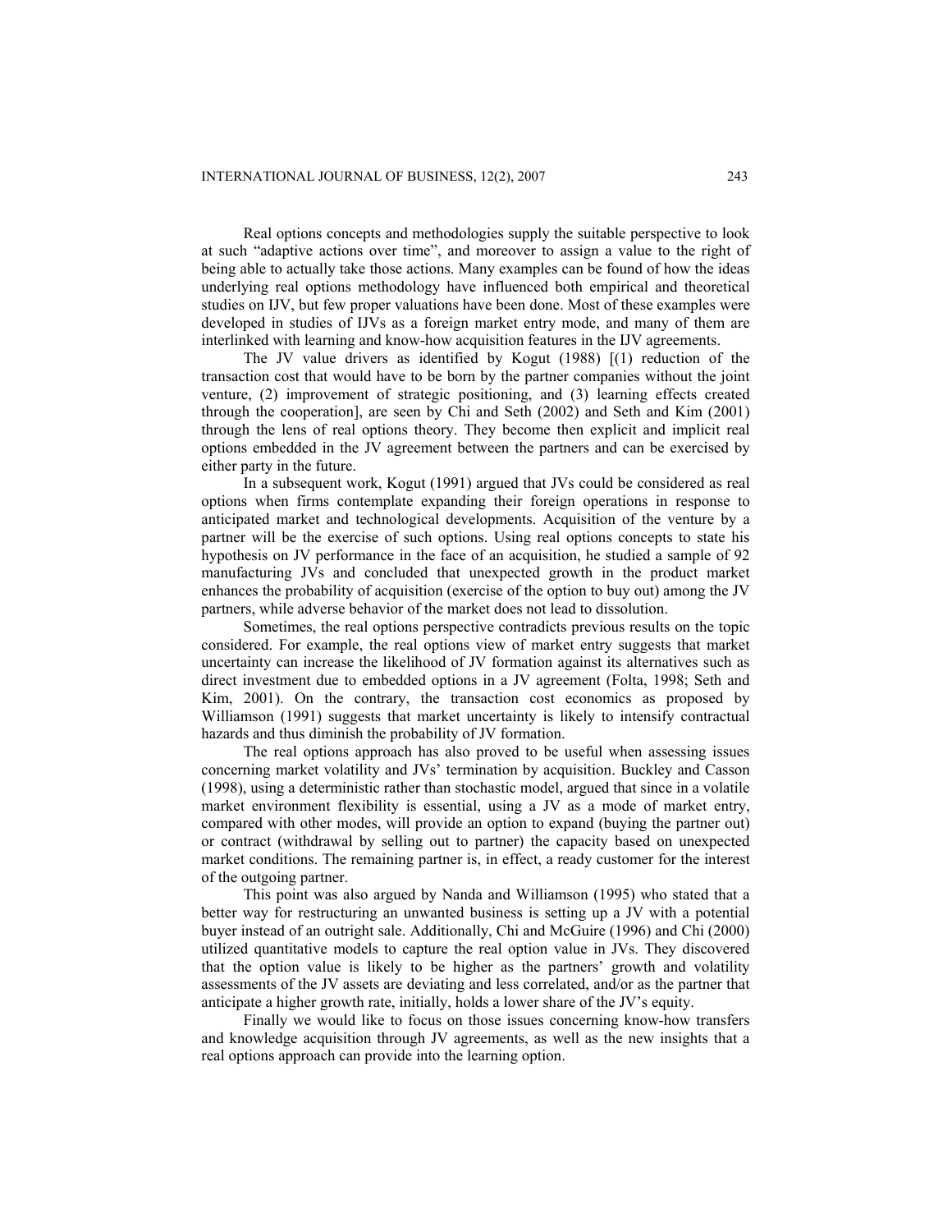Real options concepts and methodologies supply the suitable perspective to look at such "adaptive actions over time", and moreover to assign a value to the right of being able to actually take those actions. Many examples can be found of how the ideas underlying real options methodology have influenced both empirical and theoretical studies on IJV, but few proper valuations have been done. Most of these examples were developed in studies of IJVs as a foreign market entry mode, and many of them are interlinked with learning and know-how acquisition features in the IJV agreements.

The JV value drivers as identified by Kogut (1988) [(1) reduction of the transaction cost that would have to be born by the partner companies without the joint venture, (2) improvement of strategic positioning, and (3) learning effects created through the cooperation], are seen by Chi and Seth (2002) and Seth and Kim (2001) through the lens of real options theory. They become then explicit and implicit real options embedded in the JV agreement between the partners and can be exercised by either party in the future.

In a subsequent work, Kogut (1991) argued that JVs could be considered as real options when firms contemplate expanding their foreign operations in response to anticipated market and technological developments. Acquisition of the venture by a partner will be the exercise of such options. Using real options concepts to state his hypothesis on JV performance in the face of an acquisition, he studied a sample of 92 manufacturing JVs and concluded that unexpected growth in the product market enhances the probability of acquisition (exercise of the option to buy out) among the JV partners, while adverse behavior of the market does not lead to dissolution.

Sometimes, the real options perspective contradicts previous results on the topic considered. For example, the real options view of market entry suggests that market uncertainty can increase the likelihood of JV formation against its alternatives such as direct investment due to embedded options in a JV agreement (Folta, 1998; Seth and Kim, 2001). On the contrary, the transaction cost economics as proposed by Williamson (1991) suggests that market uncertainty is likely to intensify contractual hazards and thus diminish the probability of JV formation.

The real options approach has also proved to be useful when assessing issues concerning market volatility and JVs' termination by acquisition. Buckley and Casson (1998), using a deterministic rather than stochastic model, argued that since in a volatile market environment flexibility is essential, using a JV as a mode of market entry, compared with other modes, will provide an option to expand (buying the partner out) or contract (withdrawal by selling out to partner) the capacity based on unexpected market conditions. The remaining partner is, in effect, a ready customer for the interest of the outgoing partner.

This point was also argued by Nanda and Williamson (1995) who stated that a better way for restructuring an unwanted business is setting up a JV with a potential buyer instead of an outright sale. Additionally, Chi and McGuire (1996) and Chi (2000) utilized quantitative models to capture the real option value in JVs. They discovered that the option value is likely to be higher as the partners' growth and volatility assessments of the JV assets are deviating and less correlated, and/or as the partner that anticipate a higher growth rate, initially, holds a lower share of the JV's equity.

Finally we would like to focus on those issues concerning know-how transfers and knowledge acquisition through JV agreements, as well as the new insights that a real options approach can provide into the learning option.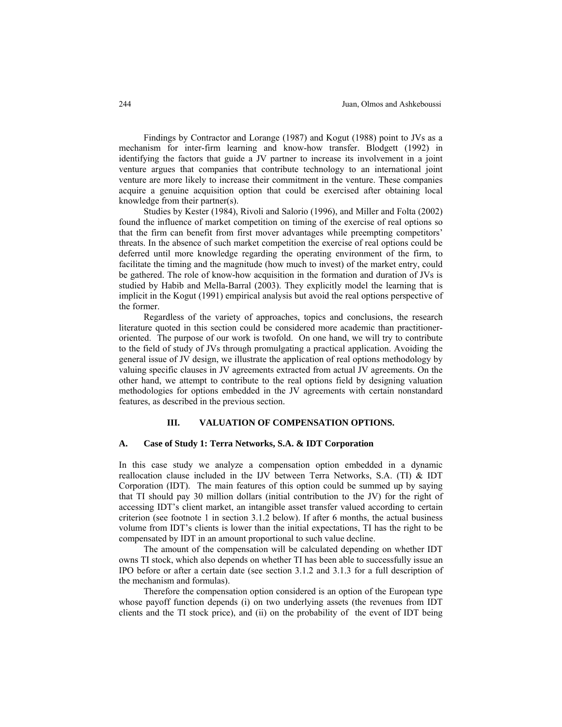Findings by Contractor and Lorange (1987) and Kogut (1988) point to JVs as a mechanism for inter-firm learning and know-how transfer. Blodgett (1992) in identifying the factors that guide a JV partner to increase its involvement in a joint venture argues that companies that contribute technology to an international joint venture are more likely to increase their commitment in the venture. These companies acquire a genuine acquisition option that could be exercised after obtaining local knowledge from their partner(s).

Studies by Kester (1984), Rivoli and Salorio (1996), and Miller and Folta (2002) found the influence of market competition on timing of the exercise of real options so that the firm can benefit from first mover advantages while preempting competitors' threats. In the absence of such market competition the exercise of real options could be deferred until more knowledge regarding the operating environment of the firm, to facilitate the timing and the magnitude (how much to invest) of the market entry, could be gathered. The role of know-how acquisition in the formation and duration of JVs is studied by Habib and Mella-Barral (2003). They explicitly model the learning that is implicit in the Kogut (1991) empirical analysis but avoid the real options perspective of the former.

Regardless of the variety of approaches, topics and conclusions, the research literature quoted in this section could be considered more academic than practitioner-oriented. The purpose of our work is twofold. On one hand, we will try to contribute to the field of study of JVs through promulgating a practical application. Avoiding the general issue of JV design, we illustrate the application of real options methodology by valuing specific clauses in JV agreements extracted from actual JV agreements. On the other hand, we attempt to contribute to the real options field by designing valuation methodologies for options embedded in the JV agreements with certain nonstandard features, as described in the previous section.

## III. VALUATION OF COMPENSATION OPTIONS.

### A. Case of Study 1: Terra Networks, S.A. & IDT Corporation

In this case study we analyze a compensation option embedded in a dynamic reallocation clause included in the IJV between Terra Networks, S.A. (TI) & IDT Corporation (IDT). The main features of this option could be summed up by saying that TI should pay 30 million dollars (initial contribution to the JV) for the right of accessing IDT's client market, an intangible asset transfer valued according to certain criterion (see footnote 1 in section 3.1.2 below). If after 6 months, the actual business volume from IDT's clients is lower than the initial expectations, TI has the right to be compensated by IDT in an amount proportional to such value decline.

The amount of the compensation will be calculated depending on whether IDT owns TI stock, which also depends on whether TI has been able to successfully issue an IPO before or after a certain date (see section 3.1.2 and 3.1.3 for a full description of the mechanism and formulas).

Therefore the compensation option considered is an option of the European type whose payoff function depends (i) on two underlying assets (the revenues from IDT clients and the TI stock price), and (ii) on the probability of the event of IDT being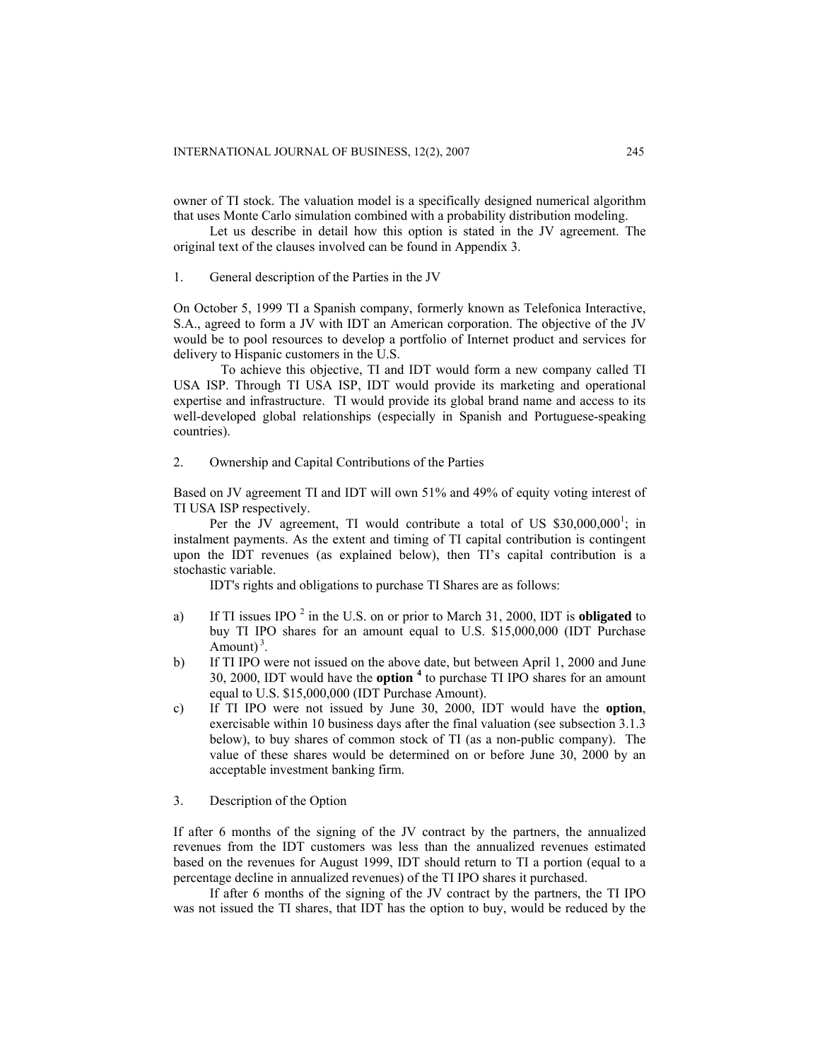owner of TI stock. The valuation model is a specifically designed numerical algorithm that uses Monte Carlo simulation combined with a probability distribution modeling.

Let us describe in detail how this option is stated in the JV agreement. The original text of the clauses involved can be found in Appendix 3.

## 1. General description of the Parties in the JV

On October 5, 1999 TI a Spanish company, formerly known as Telefonica Interactive, S.A., agreed to form a JV with IDT an American corporation. The objective of the JV would be to pool resources to develop a portfolio of Internet product and services for delivery to Hispanic customers in the U.S.

To achieve this objective, TI and IDT would form a new company called TI USA ISP. Through TI USA ISP, IDT would provide its marketing and operational expertise and infrastructure. TI would provide its global brand name and access to its well-developed global relationships (especially in Spanish and Portuguese-speaking countries).

## 2. Ownership and Capital Contributions of the Parties

Based on JV agreement TI and IDT will own 51% and 49% of equity voting interest of TI USA ISP respectively.

Per the JV agreement, TI would contribute a total of US $30,000,000[1]; in instalment payments. As the extent and timing of TI capital contribution is contingent upon the IDT revenues (as explained below), then TI's capital contribution is a stochastic variable.

IDT's rights and obligations to purchase TI Shares are as follows:

a) If TI issues IPO [2] in the U.S. on or prior to March 31, 2000, IDT is **obligated** to buy TI IPO shares for an amount equal to U.S. $15,000,000 (IDT Purchase Amount) [3].

b) If TI IPO were not issued on the above date, but between April 1, 2000 and June 30, 2000, IDT would have the **option [4]** to purchase TI IPO shares for an amount equal to U.S. $15,000,000 (IDT Purchase Amount).

c) If TI IPO were not issued by June 30, 2000, IDT would have the **option**, exercisable within 10 business days after the final valuation (see subsection 3.1.3 below), to buy shares of common stock of TI (as a non-public company). The value of these shares would be determined on or before June 30, 2000 by an acceptable investment banking firm.

## 3. Description of the Option

If after 6 months of the signing of the JV contract by the partners, the annualized revenues from the IDT customers was less than the annualized revenues estimated based on the revenues for August 1999, IDT should return to TI a portion (equal to a percentage decline in annualized revenues) of the TI IPO shares it purchased.

If after 6 months of the signing of the JV contract by the partners, the TI IPO was not issued the TI shares, that IDT has the option to buy, would be reduced by the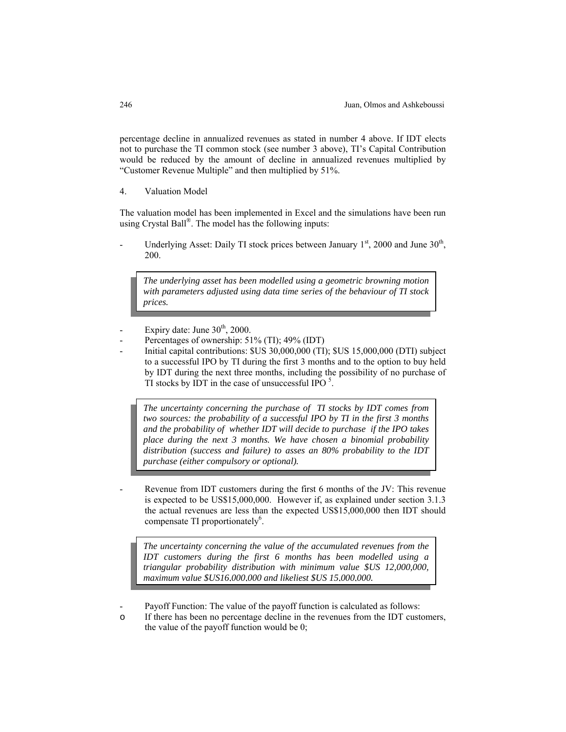percentage decline in annualized revenues as stated in number 4 above. If IDT elects not to purchase the TI common stock (see number 3 above), TI's Capital Contribution would be reduced by the amount of decline in annualized revenues multiplied by "Customer Revenue Multiple" and then multiplied by 51%.

## 4. Valuation Model

The valuation model has been implemented in Excel and the simulations have been run using Crystal Ball®. The model has the following inputs:

- Underlying Asset: Daily TI stock prices between January 1st, 2000 and June 30th, 200.

> *The underlying asset has been modelled using a geometric browning motion with parameters adjusted using data time series of the behaviour of TI stock prices.*

- Expiry date: June 30th, 2000.
- Percentages of ownership: 51% (TI); 49% (IDT)
- Initial capital contributions: $US 30,000,000 (TI); $US 15,000,000 (DTI) subject to a successful IPO by TI during the first 3 months and to the option to buy held by IDT during the next three months, including the possibility of no purchase of TI stocks by IDT in the case of unsuccessful IPO [5].

> *The uncertainty concerning the purchase of TI stocks by IDT comes from two sources: the probability of a successful IPO by TI in the first 3 months and the probability of whether IDT will decide to purchase if the IPO takes place during the next 3 months. We have chosen a binomial probability distribution (success and failure) to asses an 80% probability to the IDT purchase (either compulsory or optional).*

- Revenue from IDT customers during the first 6 months of the JV: This revenue is expected to be US$15,000,000. However if, as explained under section 3.1.3 the actual revenues are less than the expected US$15,000,000 then IDT should compensate TI proportionately[6].

> *The uncertainty concerning the value of the accumulated revenues from the IDT customers during the first 6 months has been modelled using a triangular probability distribution with minimum value $US 12,000,000, maximum value $US16,000,000 and likeliest $US 15,000,000.*

- Payoff Function: The value of the payoff function is calculated as follows:
  - If there has been no percentage decline in the revenues from the IDT customers, the value of the payoff function would be 0;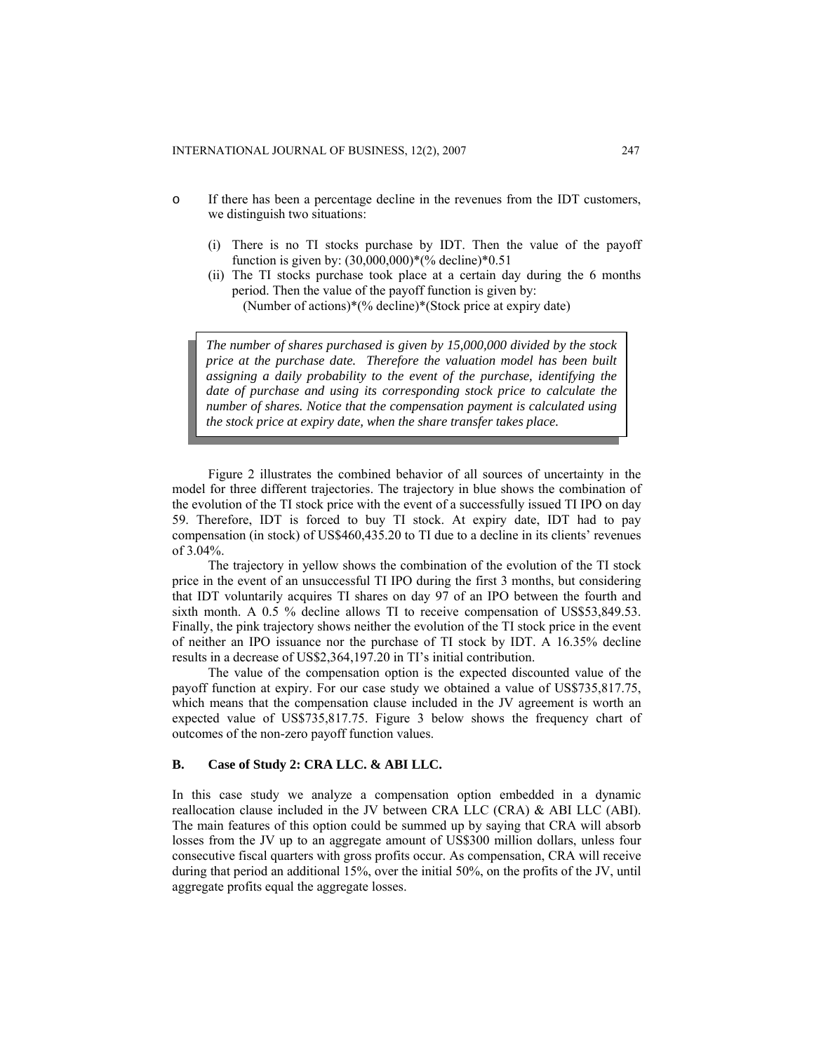- If there has been a percentage decline in the revenues from the IDT customers, we distinguish two situations:

    (i) There is no TI stocks purchase by IDT. Then the value of the payoff function is given by: (30,000,000)*(% decline)*0.51

    (ii) The TI stocks purchase took place at a certain day during the 6 months period. Then the value of the payoff function is given by: (Number of actions)*(% decline)*(Stock price at expiry date)

> *The number of shares purchased is given by 15,000,000 divided by the stock price at the purchase date. Therefore the valuation model has been built assigning a daily probability to the event of the purchase, identifying the date of purchase and using its corresponding stock price to calculate the number of shares. Notice that the compensation payment is calculated using the stock price at expiry date, when the share transfer takes place.*

Figure 2 illustrates the combined behavior of all sources of uncertainty in the model for three different trajectories. The trajectory in blue shows the combination of the evolution of the TI stock price with the event of a successfully issued TI IPO on day 59. Therefore, IDT is forced to buy TI stock. At expiry date, IDT had to pay compensation (in stock) of US$460,435.20 to TI due to a decline in its clients' revenues of 3.04%.

The trajectory in yellow shows the combination of the evolution of the TI stock price in the event of an unsuccessful TI IPO during the first 3 months, but considering that IDT voluntarily acquires TI shares on day 97 of an IPO between the fourth and sixth month. A 0.5 % decline allows TI to receive compensation of US$53,849.53. Finally, the pink trajectory shows neither the evolution of the TI stock price in the event of neither an IPO issuance nor the purchase of TI stock by IDT. A 16.35% decline results in a decrease of US$2,364,197.20 in TI's initial contribution.

The value of the compensation option is the expected discounted value of the payoff function at expiry. For our case study we obtained a value of US$735,817.75, which means that the compensation clause included in the JV agreement is worth an expected value of US$735,817.75. Figure 3 below shows the frequency chart of outcomes of the non-zero payoff function values.

### B. Case of Study 2: CRA LLC. & ABI LLC.

In this case study we analyze a compensation option embedded in a dynamic reallocation clause included in the JV between CRA LLC (CRA) & ABI LLC (ABI). The main features of this option could be summed up by saying that CRA will absorb losses from the JV up to an aggregate amount of US$300 million dollars, unless four consecutive fiscal quarters with gross profits occur. As compensation, CRA will receive during that period an additional 15%, over the initial 50%, on the profits of the JV, until aggregate profits equal the aggregate losses.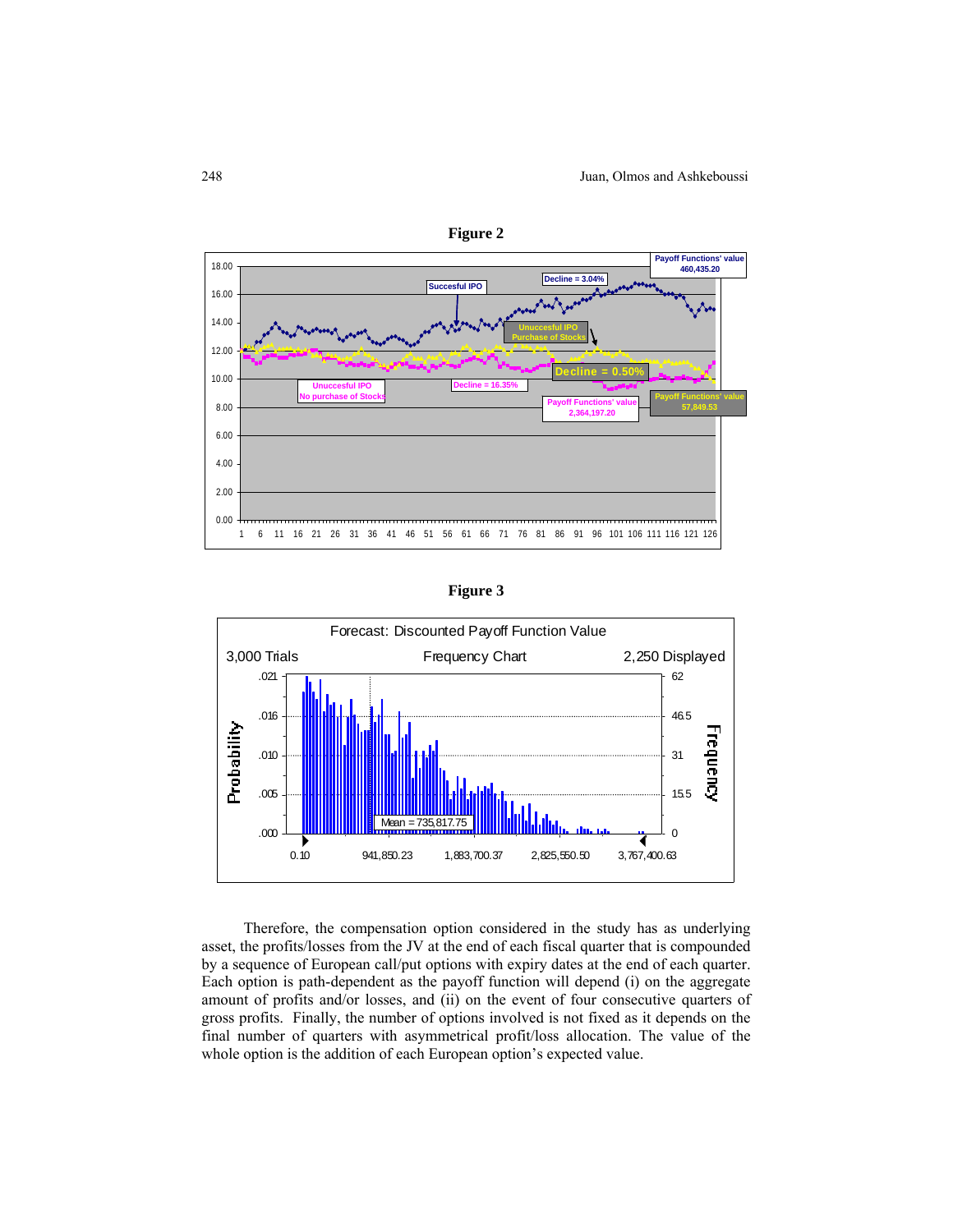**Figure 2**

**Figure 3**

Therefore, the compensation option considered in the study has as underlying asset, the profits/losses from the JV at the end of each fiscal quarter that is compounded by a sequence of European call/put options with expiry dates at the end of each quarter. Each option is path-dependent as the payoff function will depend (i) on the aggregate amount of profits and/or losses, and (ii) on the event of four consecutive quarters of gross profits. Finally, the number of options involved is not fixed as it depends on the final number of quarters with asymmetrical profit/loss allocation. The value of the whole option is the addition of each European option's expected value.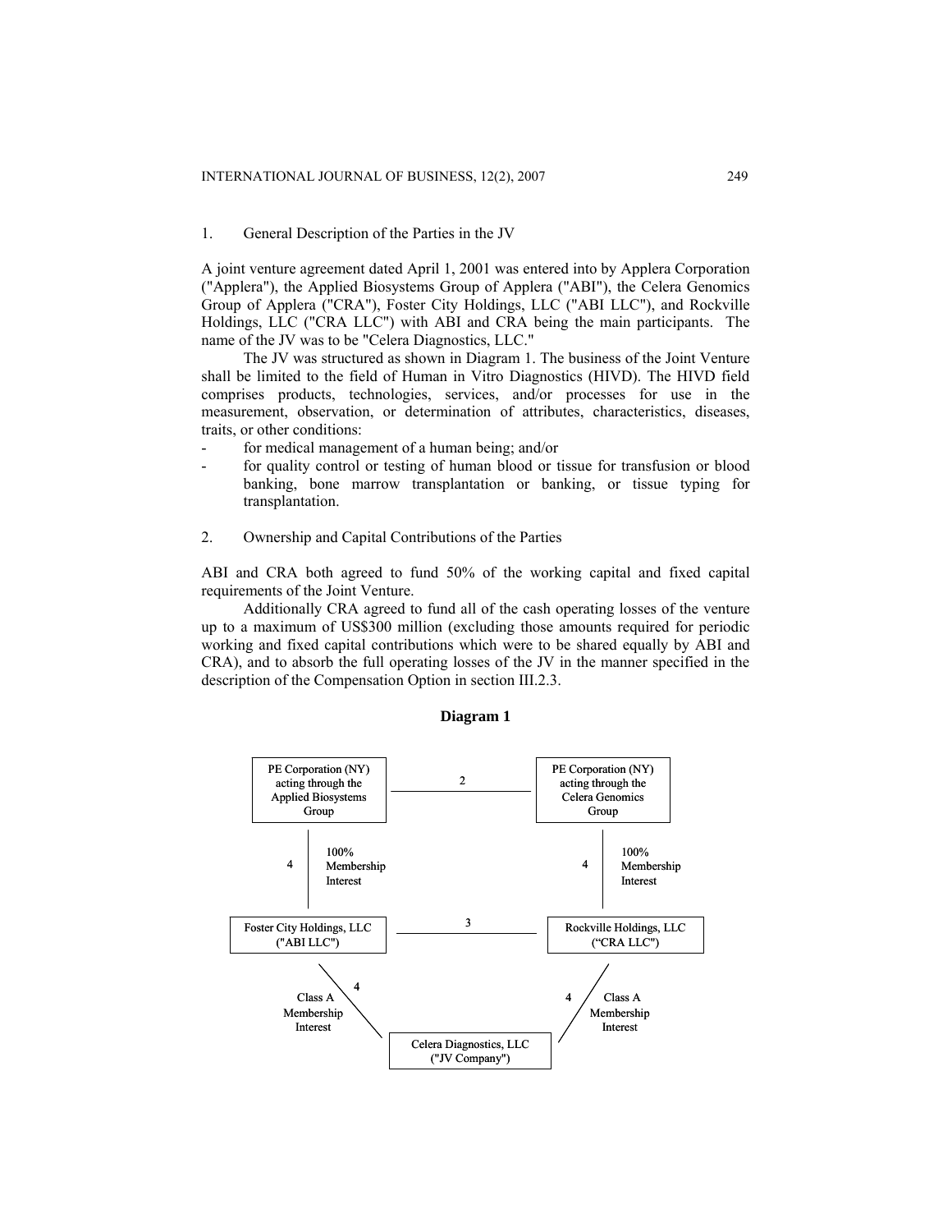1. General Description of the Parties in the JV

A joint venture agreement dated April 1, 2001 was entered into by Applera Corporation ("Applera"), the Applied Biosystems Group of Applera ("ABI"), the Celera Genomics Group of Applera ("CRA"), Foster City Holdings, LLC ("ABI LLC"), and Rockville Holdings, LLC ("CRA LLC") with ABI and CRA being the main participants. The name of the JV was to be "Celera Diagnostics, LLC."

The JV was structured as shown in Diagram 1. The business of the Joint Venture shall be limited to the field of Human in Vitro Diagnostics (HIVD). The HIVD field comprises products, technologies, services, and/or processes for use in the measurement, observation, or determination of attributes, characteristics, diseases, traits, or other conditions:

- for medical management of a human being; and/or
- for quality control or testing of human blood or tissue for transfusion or blood banking, bone marrow transplantation or banking, or tissue typing for transplantation.

2. Ownership and Capital Contributions of the Parties

ABI and CRA both agreed to fund 50% of the working capital and fixed capital requirements of the Joint Venture.

Additionally CRA agreed to fund all of the cash operating losses of the venture up to a maximum of US$300 million (excluding those amounts required for periodic working and fixed capital contributions which were to be shared equally by ABI and CRA), and to absorb the full operating losses of the JV in the manner specified in the description of the Compensation Option in section III.2.3.

**Diagram 1**

PE Corporation (NY) acting through the Applied Biosystems Group — 2 — PE Corporation (NY) acting through the Celera Genomics Group

4 — 100% Membership Interest (PE Corporation (NY) acting through the Applied Biosystems Group → Foster City Holdings, LLC)

4 — 100% Membership Interest (PE Corporation (NY) acting through the Celera Genomics Group → Rockville Holdings, LLC)

Foster City Holdings, LLC ("ABI LLC") — 3 — Rockville Holdings, LLC ("CRA LLC")

4 — Class A Membership Interest (Foster City Holdings, LLC → Celera Diagnostics, LLC)

4 — Class A Membership Interest (Rockville Holdings, LLC → Celera Diagnostics, LLC)

Celera Diagnostics, LLC ("JV Company")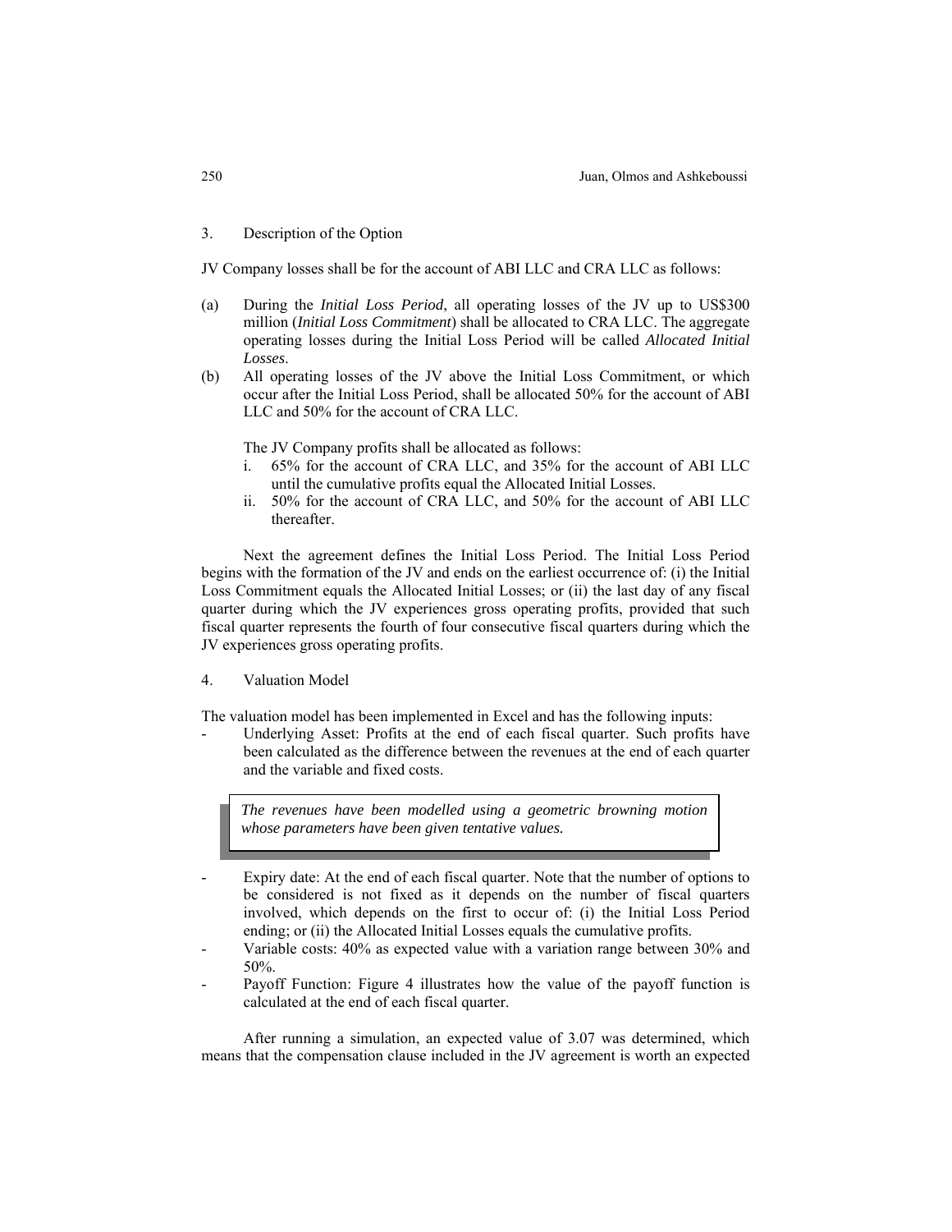## 3. Description of the Option

JV Company losses shall be for the account of ABI LLC and CRA LLC as follows:

(a) During the *Initial Loss Period*, all operating losses of the JV up to US$300 million (*Initial Loss Commitment*) shall be allocated to CRA LLC. The aggregate operating losses during the Initial Loss Period will be called *Allocated Initial Losses*.

(b) All operating losses of the JV above the Initial Loss Commitment, or which occur after the Initial Loss Period, shall be allocated 50% for the account of ABI LLC and 50% for the account of CRA LLC.

The JV Company profits shall be allocated as follows:

i. 65% for the account of CRA LLC, and 35% for the account of ABI LLC until the cumulative profits equal the Allocated Initial Losses.
ii. 50% for the account of CRA LLC, and 50% for the account of ABI LLC thereafter.

Next the agreement defines the Initial Loss Period. The Initial Loss Period begins with the formation of the JV and ends on the earliest occurrence of: (i) the Initial Loss Commitment equals the Allocated Initial Losses; or (ii) the last day of any fiscal quarter during which the JV experiences gross operating profits, provided that such fiscal quarter represents the fourth of four consecutive fiscal quarters during which the JV experiences gross operating profits.

## 4. Valuation Model

The valuation model has been implemented in Excel and has the following inputs:

- Underlying Asset: Profits at the end of each fiscal quarter. Such profits have been calculated as the difference between the revenues at the end of each quarter and the variable and fixed costs.

> *The revenues have been modelled using a geometric browning motion whose parameters have been given tentative values.*

- Expiry date: At the end of each fiscal quarter. Note that the number of options to be considered is not fixed as it depends on the number of fiscal quarters involved, which depends on the first to occur of: (i) the Initial Loss Period ending; or (ii) the Allocated Initial Losses equals the cumulative profits.
- Variable costs: 40% as expected value with a variation range between 30% and 50%.
- Payoff Function: Figure 4 illustrates how the value of the payoff function is calculated at the end of each fiscal quarter.

After running a simulation, an expected value of 3.07 was determined, which means that the compensation clause included in the JV agreement is worth an expected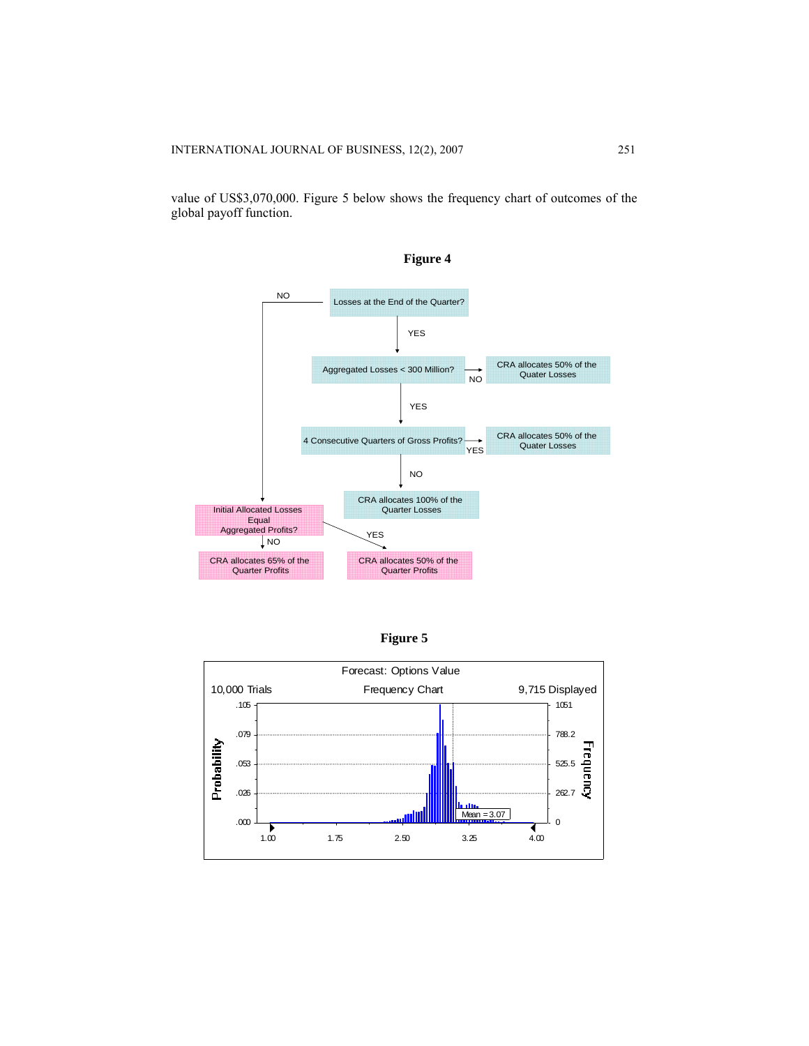value of US$3,070,000. Figure 5 below shows the frequency chart of outcomes of the global payoff function.

**Figure 4**

Losses at the End of the Quarter?

- NO → Initial Allocated Losses Equal Aggregated Profits?
- YES → Aggregated Losses < 300 Million?
  - NO → CRA allocates 50% of the Quater Losses
  - YES → 4 Consecutive Quarters of Gross Profits?
    - YES → CRA allocates 50% of the Quater Losses
    - NO → CRA allocates 100% of the Quarter Losses

Initial Allocated Losses Equal Aggregated Profits?

- NO → CRA allocates 65% of the Quarter Profits
- YES → CRA allocates 50% of the Quarter Profits

**Figure 5**

Forecast: Options Value

10,000 Trials — Frequency Chart — 9,715 Displayed

Probability: .000, .026, .053, .079, .105

Frequency: 0, 262.7, 525.5, 788.2, 1051

Mean = 3.07

1.00 1.75 2.50 3.25 4.00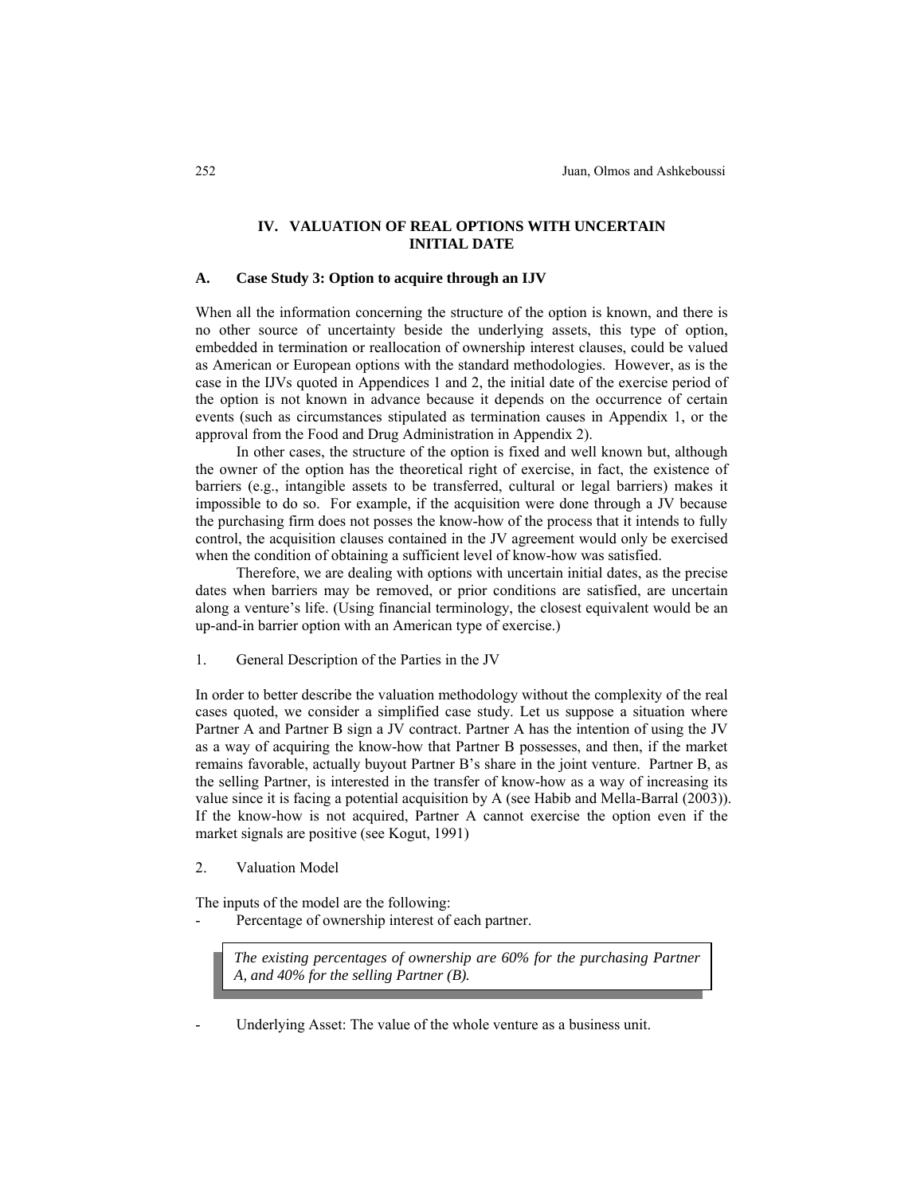## IV. VALUATION OF REAL OPTIONS WITH UNCERTAIN INITIAL DATE

### A. Case Study 3: Option to acquire through an IJV

When all the information concerning the structure of the option is known, and there is no other source of uncertainty beside the underlying assets, this type of option, embedded in termination or reallocation of ownership interest clauses, could be valued as American or European options with the standard methodologies. However, as is the case in the IJVs quoted in Appendices 1 and 2, the initial date of the exercise period of the option is not known in advance because it depends on the occurrence of certain events (such as circumstances stipulated as termination causes in Appendix 1, or the approval from the Food and Drug Administration in Appendix 2).

In other cases, the structure of the option is fixed and well known but, although the owner of the option has the theoretical right of exercise, in fact, the existence of barriers (e.g., intangible assets to be transferred, cultural or legal barriers) makes it impossible to do so. For example, if the acquisition were done through a JV because the purchasing firm does not posses the know-how of the process that it intends to fully control, the acquisition clauses contained in the JV agreement would only be exercised when the condition of obtaining a sufficient level of know-how was satisfied.

Therefore, we are dealing with options with uncertain initial dates, as the precise dates when barriers may be removed, or prior conditions are satisfied, are uncertain along a venture's life. (Using financial terminology, the closest equivalent would be an up-and-in barrier option with an American type of exercise.)

1. General Description of the Parties in the JV

In order to better describe the valuation methodology without the complexity of the real cases quoted, we consider a simplified case study. Let us suppose a situation where Partner A and Partner B sign a JV contract. Partner A has the intention of using the JV as a way of acquiring the know-how that Partner B possesses, and then, if the market remains favorable, actually buyout Partner B's share in the joint venture. Partner B, as the selling Partner, is interested in the transfer of know-how as a way of increasing its value since it is facing a potential acquisition by A (see Habib and Mella-Barral (2003)). If the know-how is not acquired, Partner A cannot exercise the option even if the market signals are positive (see Kogut, 1991)

2. Valuation Model

The inputs of the model are the following:

- Percentage of ownership interest of each partner.

> *The existing percentages of ownership are 60% for the purchasing Partner A, and 40% for the selling Partner (B).*

- Underlying Asset: The value of the whole venture as a business unit.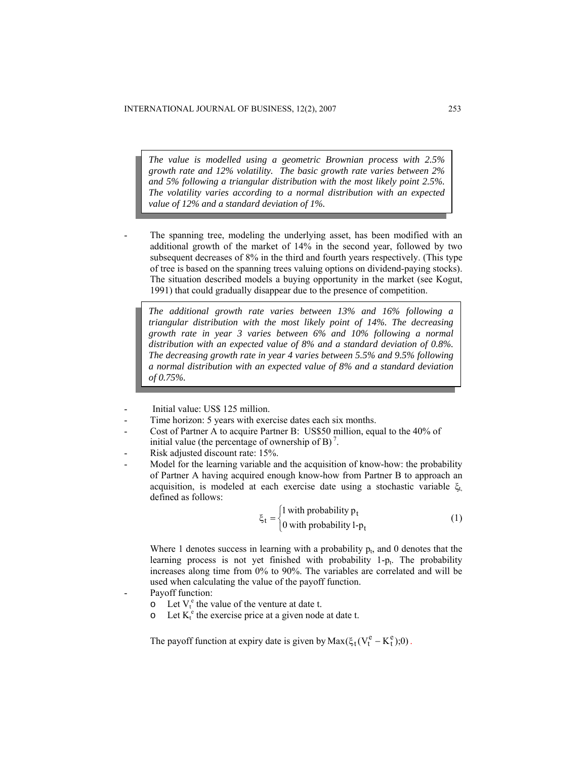*The value is modelled using a geometric Brownian process with 2.5% growth rate and 12% volatility. The basic growth rate varies between 2% and 5% following a triangular distribution with the most likely point 2.5%. The volatility varies according to a normal distribution with an expected value of 12% and a standard deviation of 1%.*

- The spanning tree, modeling the underlying asset, has been modified with an additional growth of the market of 14% in the second year, followed by two subsequent decreases of 8% in the third and fourth years respectively. (This type of tree is based on the spanning trees valuing options on dividend-paying stocks). The situation described models a buying opportunity in the market (see Kogut, 1991) that could gradually disappear due to the presence of competition.

*The additional growth rate varies between 13% and 16% following a triangular distribution with the most likely point of 14%. The decreasing growth rate in year 3 varies between 6% and 10% following a normal distribution with an expected value of 8% and a standard deviation of 0.8%. The decreasing growth rate in year 4 varies between 5.5% and 9.5% following a normal distribution with an expected value of 8% and a standard deviation of 0.75%.*

- Initial value: US$ 125 million.
- Time horizon: 5 years with exercise dates each six months.
- Cost of Partner A to acquire Partner B: US$50 million, equal to the 40% of initial value (the percentage of ownership of B) [7].
- Risk adjusted discount rate: 15%.
- Model for the learning variable and the acquisition of know-how: the probability of Partner A having acquired enough know-how from Partner B to approach an acquisition, is modeled at each exercise date using a stochastic variable $\xi_t$, defined as follows:

$$\xi_t = \begin{cases} 1 \text{ with probability } p_t \\ 0 \text{ with probability } 1\text{-}p_t \end{cases} \quad (1)$$

  Where 1 denotes success in learning with a probability $p_t$, and 0 denotes that the learning process is not yet finished with probability $1\text{-}p_t$. The probability increases along time from 0% to 90%. The variables are correlated and will be used when calculating the value of the payoff function.

- Payoff function:
  - Let $V_t^e$ the value of the venture at date t.
  - Let $K_t^e$ the exercise price at a given node at date t.

  The payoff function at expiry date is given by $\text{Max}(\xi_t(V_t^e - K_t^e);0)$.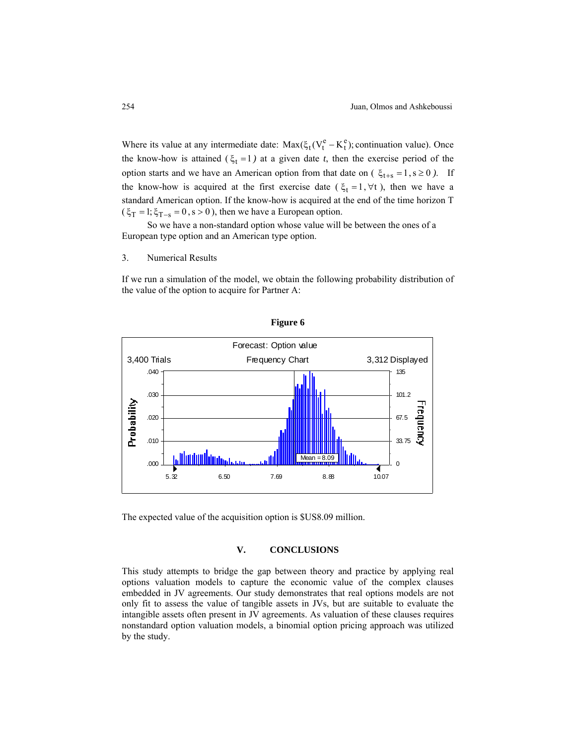Where its value at any intermediate date: $\text{Max}(\xi_t(V_t^e - K_t^e); \text{continuation value})$. Once the know-how is attained ($\xi_t = 1$) at a given date *t*, then the exercise period of the option starts and we have an American option from that date on ($\xi_{t+s} = 1, s \geq 0$). If the know-how is acquired at the first exercise date ($\xi_t = 1, \forall t$), then we have a standard American option. If the know-how is acquired at the end of the time horizon T ($\xi_T = 1; \xi_{T-s} = 0, s > 0$), then we have a European option.

So we have a non-standard option whose value will be between the ones of a European type option and an American type option.

3. Numerical Results

If we run a simulation of the model, we obtain the following probability distribution of the value of the option to acquire for Partner A:

**Figure 6**

Forecast: Option value

3,400 Trials — Frequency Chart — 3,312 Displayed

Mean = 8.09

The expected value of the acquisition option is $US8.09 million.

## V. CONCLUSIONS

This study attempts to bridge the gap between theory and practice by applying real options valuation models to capture the economic value of the complex clauses embedded in JV agreements. Our study demonstrates that real options models are not only fit to assess the value of tangible assets in JVs, but are suitable to evaluate the intangible assets often present in JV agreements. As valuation of these clauses requires nonstandard option valuation models, a binomial option pricing approach was utilized by the study.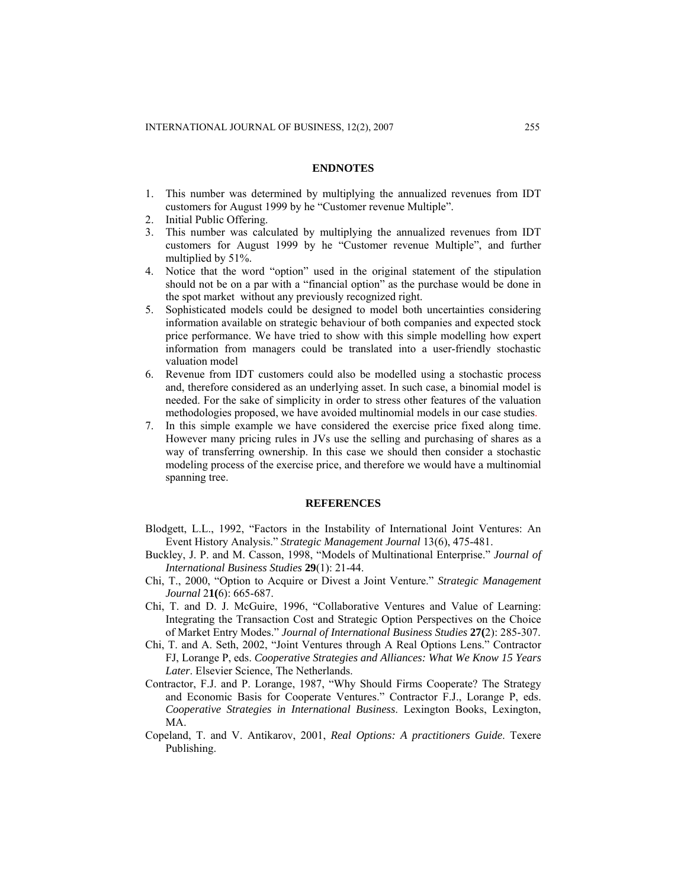## ENDNOTES

1. This number was determined by multiplying the annualized revenues from IDT customers for August 1999 by he "Customer revenue Multiple".
2. Initial Public Offering.
3. This number was calculated by multiplying the annualized revenues from IDT customers for August 1999 by he "Customer revenue Multiple", and further multiplied by 51%.
4. Notice that the word "option" used in the original statement of the stipulation should not be on a par with a "financial option" as the purchase would be done in the spot market without any previously recognized right.
5. Sophisticated models could be designed to model both uncertainties considering information available on strategic behaviour of both companies and expected stock price performance. We have tried to show with this simple modelling how expert information from managers could be translated into a user-friendly stochastic valuation model
6. Revenue from IDT customers could also be modelled using a stochastic process and, therefore considered as an underlying asset. In such case, a binomial model is needed. For the sake of simplicity in order to stress other features of the valuation methodologies proposed, we have avoided multinomial models in our case studies.
7. In this simple example we have considered the exercise price fixed along time. However many pricing rules in JVs use the selling and purchasing of shares as a way of transferring ownership. In this case we should then consider a stochastic modeling process of the exercise price, and therefore we would have a multinomial spanning tree.

## REFERENCES

Blodgett, L.L., 1992, "Factors in the Instability of International Joint Ventures: An Event History Analysis." *Strategic Management Journal* 13(6), 475-481.

Buckley, J. P. and M. Casson, 1998, "Models of Multinational Enterprise." *Journal of International Business Studies* **29**(1): 21-44.

Chi, T., 2000, "Option to Acquire or Divest a Joint Venture." *Strategic Management Journal* 2**1(**6): 665-687.

Chi, T. and D. J. McGuire, 1996, "Collaborative Ventures and Value of Learning: Integrating the Transaction Cost and Strategic Option Perspectives on the Choice of Market Entry Modes." *Journal of International Business Studies* **27(**2): 285-307.

Chi, T. and A. Seth, 2002, "Joint Ventures through A Real Options Lens." Contractor FJ, Lorange P, eds. *Cooperative Strategies and Alliances: What We Know 15 Years Later*. Elsevier Science, The Netherlands.

Contractor, F.J. and P. Lorange, 1987, "Why Should Firms Cooperate? The Strategy and Economic Basis for Cooperate Ventures." Contractor F.J., Lorange P, eds. *Cooperative Strategies in International Business*. Lexington Books, Lexington, MA.

Copeland, T. and V. Antikarov, 2001, *Real Options: A practitioners Guide*. Texere Publishing.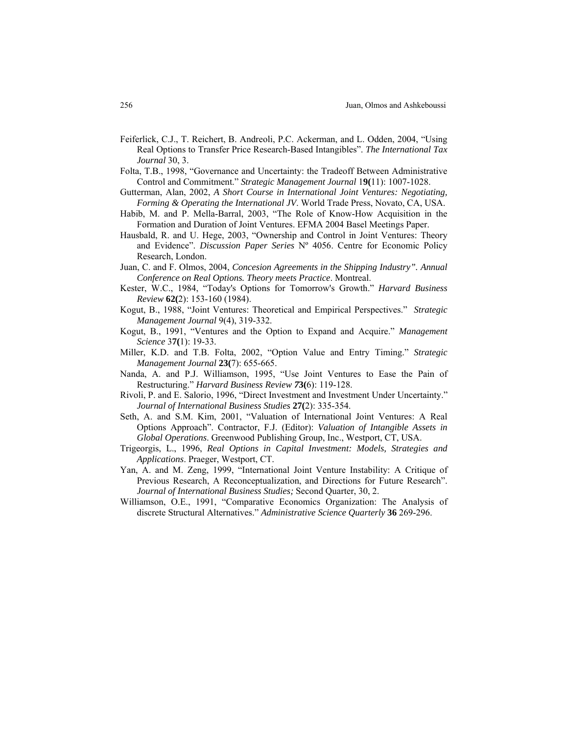Feiferlick, C.J., T. Reichert, B. Andreoli, P.C. Ackerman, and L. Odden, 2004, "Using Real Options to Transfer Price Research-Based Intangibles". *The International Tax Journal* 30, 3.

Folta, T.B., 1998, "Governance and Uncertainty: the Tradeoff Between Administrative Control and Commitment." *Strategic Management Journal* 1**9(**11): 1007-1028.

Gutterman, Alan, 2002, *A Short Course in International Joint Ventures: Negotiating, Forming & Operating the International JV*. World Trade Press, Novato, CA, USA.

Habib, M. and P. Mella-Barral, 2003, "The Role of Know-How Acquisition in the Formation and Duration of Joint Ventures. EFMA 2004 Basel Meetings Paper.

Hausbald, R. and U. Hege, 2003, "Ownership and Control in Joint Ventures: Theory and Evidence". *Discussion Paper Series* Nº 4056. Centre for Economic Policy Research, London.

Juan, C. and F. Olmos, 2004, *Concesion Agreements in the Shipping Industry". Annual Conference on Real Options. Theory meets Practice*. Montreal.

Kester, W.C., 1984, "Today's Options for Tomorrow's Growth." *Harvard Business Review* **62(**2): 153-160 (1984).

Kogut, B., 1988, "Joint Ventures: Theoretical and Empirical Perspectives." *Strategic Management Journal* 9(4), 319-332.

Kogut, B., 1991, "Ventures and the Option to Expand and Acquire." *Management Science* 3**7(**1): 19-33.

Miller, K.D. and T.B. Folta, 2002, "Option Value and Entry Timing." *Strategic Management Journal* **23(**7): 655-665.

Nanda, A. and P.J. Williamson, 1995, "Use Joint Ventures to Ease the Pain of Restructuring." *Harvard Business Review* *7***3(**6): 119-128.

Rivoli, P. and E. Salorio, 1996, "Direct Investment and Investment Under Uncertainty." *Journal of International Business Studies* **27(**2): 335-354.

Seth, A. and S.M. Kim, 2001, "Valuation of International Joint Ventures: A Real Options Approach". Contractor, F.J. (Editor): *Valuation of Intangible Assets in Global Operations*. Greenwood Publishing Group, Inc., Westport, CT, USA.

Trigeorgis, L., 1996, *Real Options in Capital Investment: Models, Strategies and Applications*. Praeger, Westport, CT.

Yan, A. and M. Zeng, 1999, "International Joint Venture Instability: A Critique of Previous Research, A Reconceptualization, and Directions for Future Research". *Journal of International Business Studies;* Second Quarter, 30, 2.

Williamson, O.E., 1991, "Comparative Economics Organization: The Analysis of discrete Structural Alternatives." *Administrative Science Quarterly* **36** 269-296.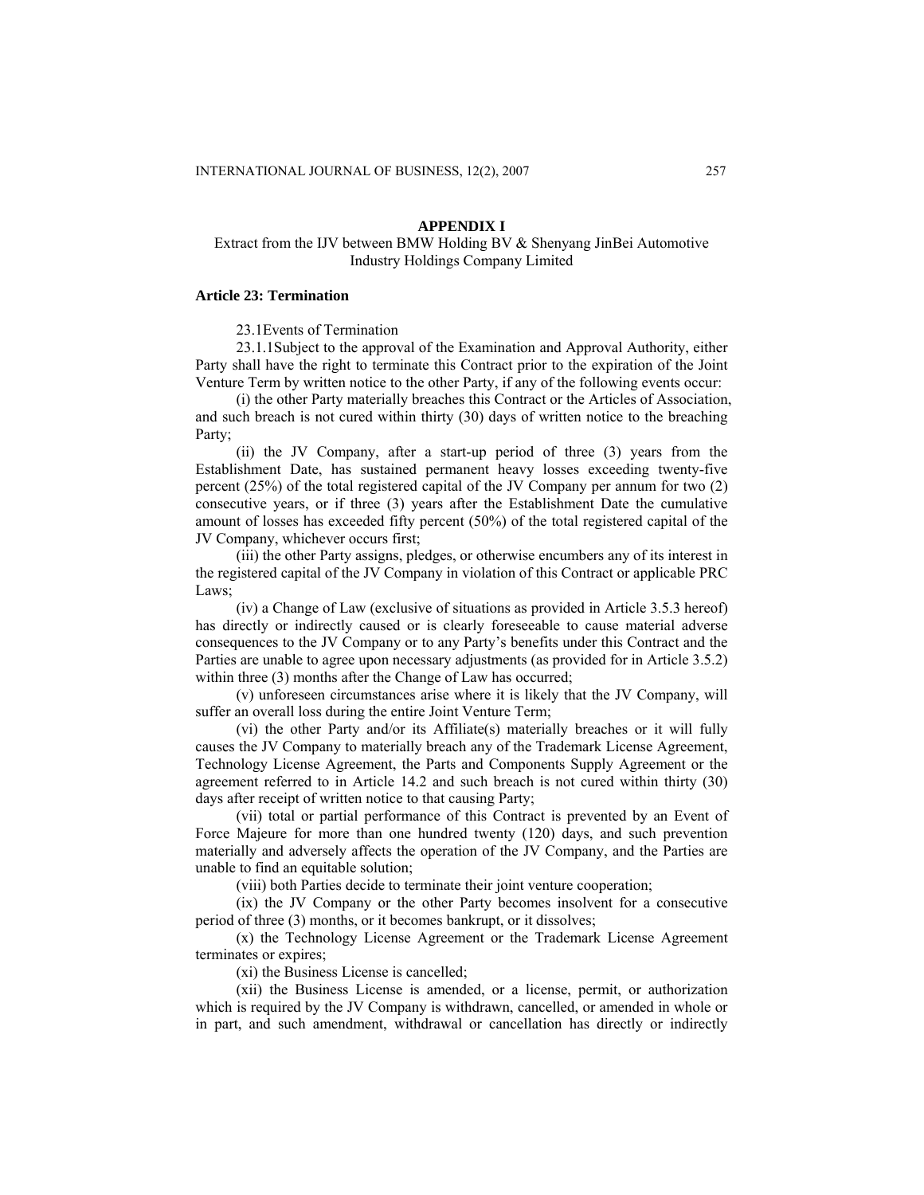**APPENDIX I**

Extract from the IJV between BMW Holding BV & Shenyang JinBei Automotive Industry Holdings Company Limited

**Article 23: Termination**

23.1Events of Termination

23.1.1Subject to the approval of the Examination and Approval Authority, either Party shall have the right to terminate this Contract prior to the expiration of the Joint Venture Term by written notice to the other Party, if any of the following events occur:

(i) the other Party materially breaches this Contract or the Articles of Association, and such breach is not cured within thirty (30) days of written notice to the breaching Party;

(ii) the JV Company, after a start-up period of three (3) years from the Establishment Date, has sustained permanent heavy losses exceeding twenty-five percent (25%) of the total registered capital of the JV Company per annum for two (2) consecutive years, or if three (3) years after the Establishment Date the cumulative amount of losses has exceeded fifty percent (50%) of the total registered capital of the JV Company, whichever occurs first;

(iii) the other Party assigns, pledges, or otherwise encumbers any of its interest in the registered capital of the JV Company in violation of this Contract or applicable PRC Laws;

(iv) a Change of Law (exclusive of situations as provided in Article 3.5.3 hereof) has directly or indirectly caused or is clearly foreseeable to cause material adverse consequences to the JV Company or to any Party's benefits under this Contract and the Parties are unable to agree upon necessary adjustments (as provided for in Article 3.5.2) within three (3) months after the Change of Law has occurred;

(v) unforeseen circumstances arise where it is likely that the JV Company, will suffer an overall loss during the entire Joint Venture Term;

(vi) the other Party and/or its Affiliate(s) materially breaches or it will fully causes the JV Company to materially breach any of the Trademark License Agreement, Technology License Agreement, the Parts and Components Supply Agreement or the agreement referred to in Article 14.2 and such breach is not cured within thirty (30) days after receipt of written notice to that causing Party;

(vii) total or partial performance of this Contract is prevented by an Event of Force Majeure for more than one hundred twenty (120) days, and such prevention materially and adversely affects the operation of the JV Company, and the Parties are unable to find an equitable solution;

(viii) both Parties decide to terminate their joint venture cooperation;

(ix) the JV Company or the other Party becomes insolvent for a consecutive period of three (3) months, or it becomes bankrupt, or it dissolves;

(x) the Technology License Agreement or the Trademark License Agreement terminates or expires;

(xi) the Business License is cancelled;

(xii) the Business License is amended, or a license, permit, or authorization which is required by the JV Company is withdrawn, cancelled, or amended in whole or in part, and such amendment, withdrawal or cancellation has directly or indirectly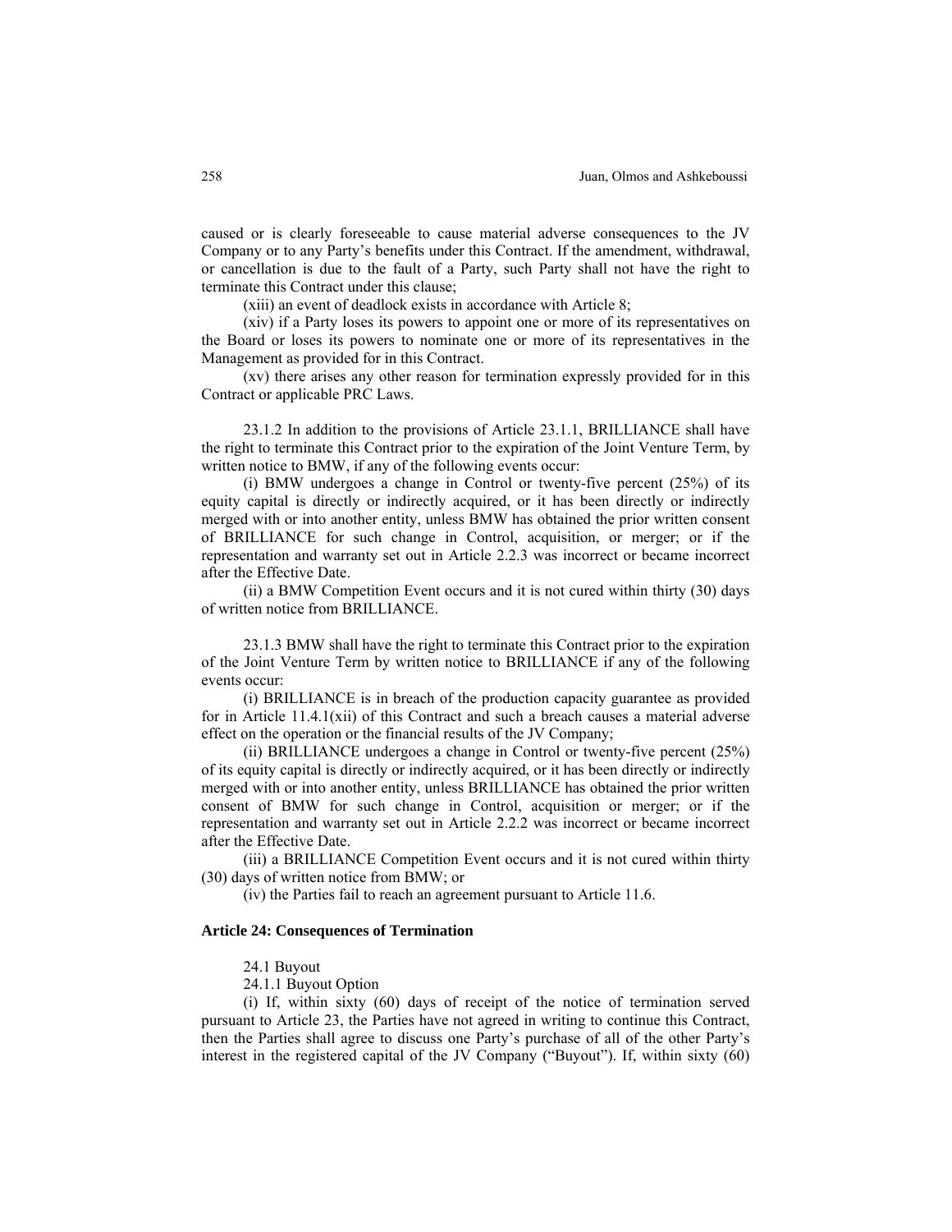caused or is clearly foreseeable to cause material adverse consequences to the JV Company or to any Party's benefits under this Contract. If the amendment, withdrawal, or cancellation is due to the fault of a Party, such Party shall not have the right to terminate this Contract under this clause;

(xiii) an event of deadlock exists in accordance with Article 8;

(xiv) if a Party loses its powers to appoint one or more of its representatives on the Board or loses its powers to nominate one or more of its representatives in the Management as provided for in this Contract.

(xv) there arises any other reason for termination expressly provided for in this Contract or applicable PRC Laws.

23.1.2 In addition to the provisions of Article 23.1.1, BRILLIANCE shall have the right to terminate this Contract prior to the expiration of the Joint Venture Term, by written notice to BMW, if any of the following events occur:

(i) BMW undergoes a change in Control or twenty-five percent (25%) of its equity capital is directly or indirectly acquired, or it has been directly or indirectly merged with or into another entity, unless BMW has obtained the prior written consent of BRILLIANCE for such change in Control, acquisition, or merger; or if the representation and warranty set out in Article 2.2.3 was incorrect or became incorrect after the Effective Date.

(ii) a BMW Competition Event occurs and it is not cured within thirty (30) days of written notice from BRILLIANCE.

23.1.3 BMW shall have the right to terminate this Contract prior to the expiration of the Joint Venture Term by written notice to BRILLIANCE if any of the following events occur:

(i) BRILLIANCE is in breach of the production capacity guarantee as provided for in Article 11.4.1(xii) of this Contract and such a breach causes a material adverse effect on the operation or the financial results of the JV Company;

(ii) BRILLIANCE undergoes a change in Control or twenty-five percent (25%) of its equity capital is directly or indirectly acquired, or it has been directly or indirectly merged with or into another entity, unless BRILLIANCE has obtained the prior written consent of BMW for such change in Control, acquisition or merger; or if the representation and warranty set out in Article 2.2.2 was incorrect or became incorrect after the Effective Date.

(iii) a BRILLIANCE Competition Event occurs and it is not cured within thirty (30) days of written notice from BMW; or

(iv) the Parties fail to reach an agreement pursuant to Article 11.6.

**Article 24: Consequences of Termination**

24.1 Buyout

24.1.1 Buyout Option

(i) If, within sixty (60) days of receipt of the notice of termination served pursuant to Article 23, the Parties have not agreed in writing to continue this Contract, then the Parties shall agree to discuss one Party's purchase of all of the other Party's interest in the registered capital of the JV Company ("Buyout"). If, within sixty (60)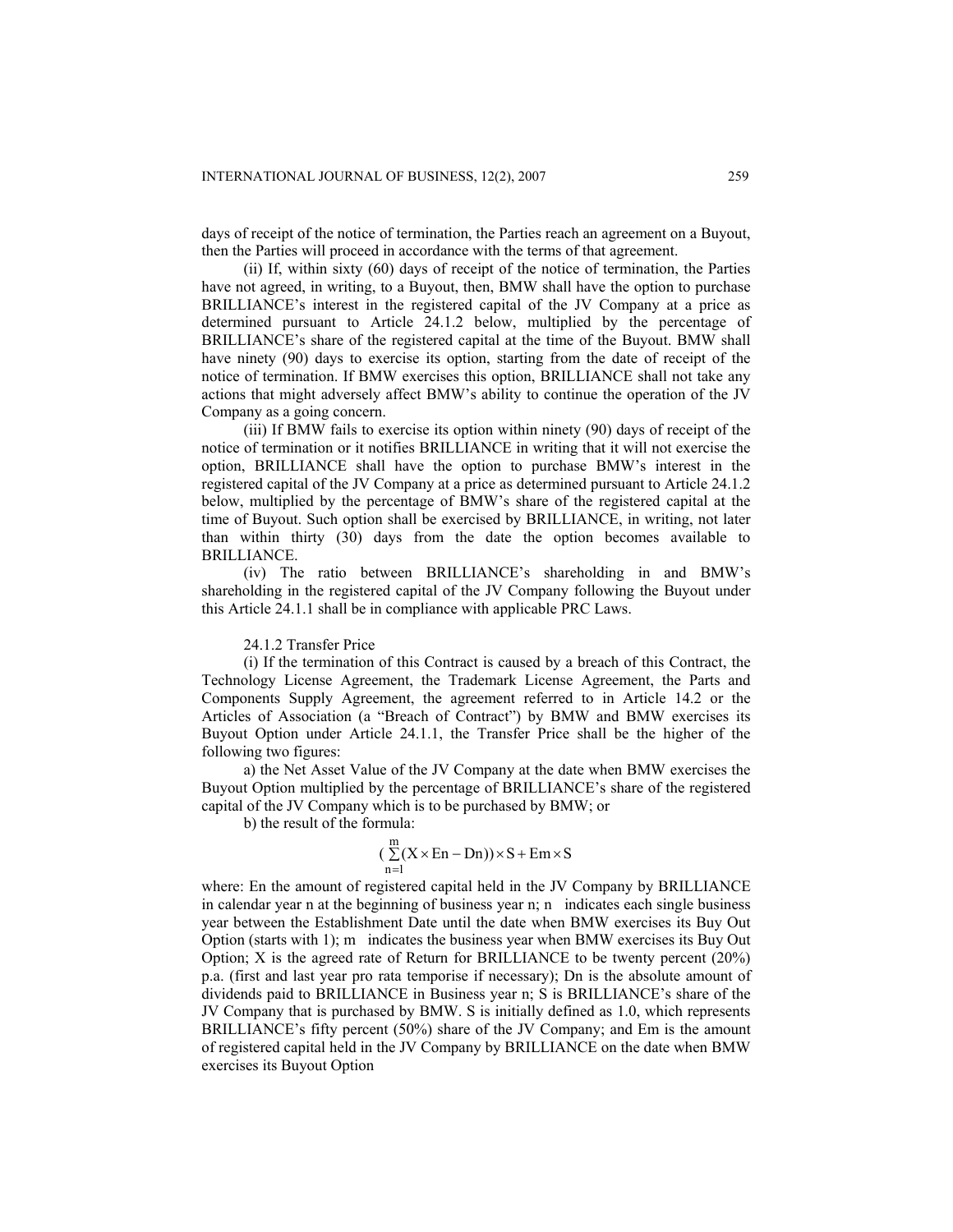days of receipt of the notice of termination, the Parties reach an agreement on a Buyout, then the Parties will proceed in accordance with the terms of that agreement.

(ii) If, within sixty (60) days of receipt of the notice of termination, the Parties have not agreed, in writing, to a Buyout, then, BMW shall have the option to purchase BRILLIANCE's interest in the registered capital of the JV Company at a price as determined pursuant to Article 24.1.2 below, multiplied by the percentage of BRILLIANCE's share of the registered capital at the time of the Buyout. BMW shall have ninety (90) days to exercise its option, starting from the date of receipt of the notice of termination. If BMW exercises this option, BRILLIANCE shall not take any actions that might adversely affect BMW's ability to continue the operation of the JV Company as a going concern.

(iii) If BMW fails to exercise its option within ninety (90) days of receipt of the notice of termination or it notifies BRILLIANCE in writing that it will not exercise the option, BRILLIANCE shall have the option to purchase BMW's interest in the registered capital of the JV Company at a price as determined pursuant to Article 24.1.2 below, multiplied by the percentage of BMW's share of the registered capital at the time of Buyout. Such option shall be exercised by BRILLIANCE, in writing, not later than within thirty (30) days from the date the option becomes available to BRILLIANCE.

(iv) The ratio between BRILLIANCE's shareholding in and BMW's shareholding in the registered capital of the JV Company following the Buyout under this Article 24.1.1 shall be in compliance with applicable PRC Laws.

24.1.2 Transfer Price

(i) If the termination of this Contract is caused by a breach of this Contract, the Technology License Agreement, the Trademark License Agreement, the Parts and Components Supply Agreement, the agreement referred to in Article 14.2 or the Articles of Association (a "Breach of Contract") by BMW and BMW exercises its Buyout Option under Article 24.1.1, the Transfer Price shall be the higher of the following two figures:

a) the Net Asset Value of the JV Company at the date when BMW exercises the Buyout Option multiplied by the percentage of BRILLIANCE's share of the registered capital of the JV Company which is to be purchased by BMW; or

b) the result of the formula:

$$\left(\sum_{n=1}^{m}(X \times En - Dn)\right) \times S + Em \times S$$

where: En the amount of registered capital held in the JV Company by BRILLIANCE in calendar year n at the beginning of business year n; n indicates each single business year between the Establishment Date until the date when BMW exercises its Buy Out Option (starts with 1); m indicates the business year when BMW exercises its Buy Out Option; X is the agreed rate of Return for BRILLIANCE to be twenty percent (20%) p.a. (first and last year pro rata temporise if necessary); Dn is the absolute amount of dividends paid to BRILLIANCE in Business year n; S is BRILLIANCE's share of the JV Company that is purchased by BMW. S is initially defined as 1.0, which represents BRILLIANCE's fifty percent (50%) share of the JV Company; and Em is the amount of registered capital held in the JV Company by BRILLIANCE on the date when BMW exercises its Buyout Option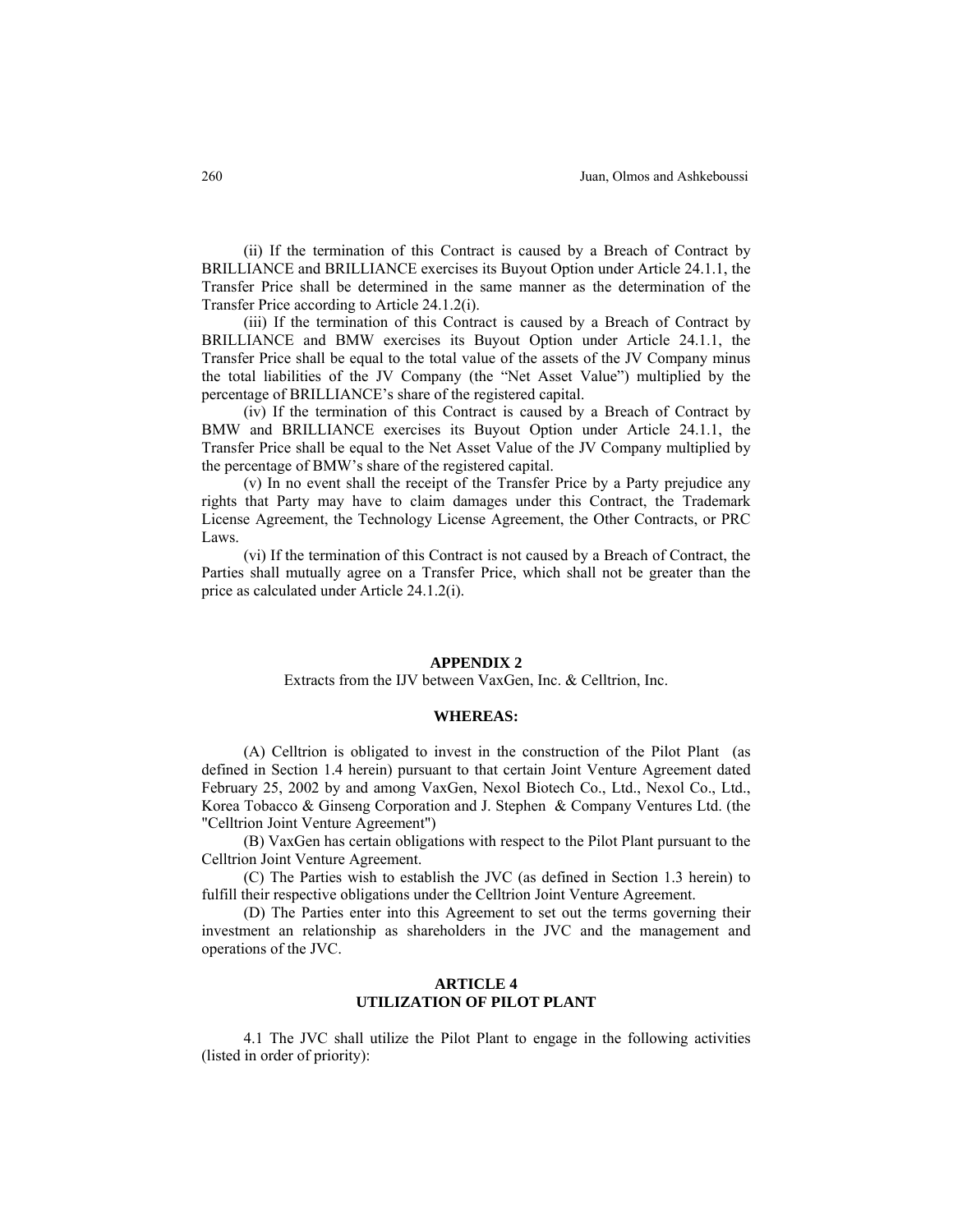(ii) If the termination of this Contract is caused by a Breach of Contract by BRILLIANCE and BRILLIANCE exercises its Buyout Option under Article 24.1.1, the Transfer Price shall be determined in the same manner as the determination of the Transfer Price according to Article 24.1.2(i).

(iii) If the termination of this Contract is caused by a Breach of Contract by BRILLIANCE and BMW exercises its Buyout Option under Article 24.1.1, the Transfer Price shall be equal to the total value of the assets of the JV Company minus the total liabilities of the JV Company (the "Net Asset Value") multiplied by the percentage of BRILLIANCE's share of the registered capital.

(iv) If the termination of this Contract is caused by a Breach of Contract by BMW and BRILLIANCE exercises its Buyout Option under Article 24.1.1, the Transfer Price shall be equal to the Net Asset Value of the JV Company multiplied by the percentage of BMW's share of the registered capital.

(v) In no event shall the receipt of the Transfer Price by a Party prejudice any rights that Party may have to claim damages under this Contract, the Trademark License Agreement, the Technology License Agreement, the Other Contracts, or PRC Laws.

(vi) If the termination of this Contract is not caused by a Breach of Contract, the Parties shall mutually agree on a Transfer Price, which shall not be greater than the price as calculated under Article 24.1.2(i).

## APPENDIX 2

Extracts from the IJV between VaxGen, Inc. & Celltrion, Inc.

### WHEREAS:

(A) Celltrion is obligated to invest in the construction of the Pilot Plant (as defined in Section 1.4 herein) pursuant to that certain Joint Venture Agreement dated February 25, 2002 by and among VaxGen, Nexol Biotech Co., Ltd., Nexol Co., Ltd., Korea Tobacco & Ginseng Corporation and J. Stephen & Company Ventures Ltd. (the "Celltrion Joint Venture Agreement")

(B) VaxGen has certain obligations with respect to the Pilot Plant pursuant to the Celltrion Joint Venture Agreement.

(C) The Parties wish to establish the JVC (as defined in Section 1.3 herein) to fulfill their respective obligations under the Celltrion Joint Venture Agreement.

(D) The Parties enter into this Agreement to set out the terms governing their investment an relationship as shareholders in the JVC and the management and operations of the JVC.

### ARTICLE 4
### UTILIZATION OF PILOT PLANT

4.1 The JVC shall utilize the Pilot Plant to engage in the following activities (listed in order of priority):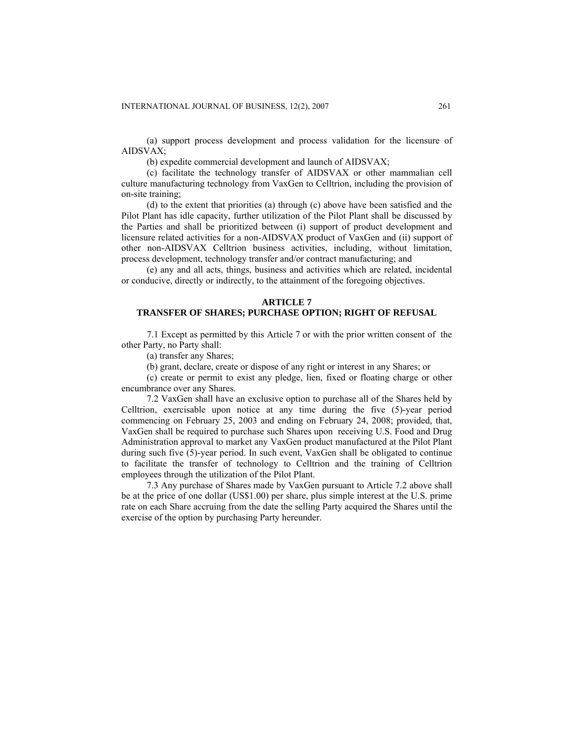(a) support process development and process validation for the licensure of AIDSVAX;

(b) expedite commercial development and launch of AIDSVAX;

(c) facilitate the technology transfer of AIDSVAX or other mammalian cell culture manufacturing technology from VaxGen to Celltrion, including the provision of on-site training;

(d) to the extent that priorities (a) through (c) above have been satisfied and the Pilot Plant has idle capacity, further utilization of the Pilot Plant shall be discussed by the Parties and shall be prioritized between (i) support of product development and licensure related activities for a non-AIDSVAX product of VaxGen and (ii) support of other non-AIDSVAX Celltrion business activities, including, without limitation, process development, technology transfer and/or contract manufacturing; and

(e) any and all acts, things, business and activities which are related, incidental or conducive, directly or indirectly, to the attainment of the foregoing objectives.

## ARTICLE 7
## TRANSFER OF SHARES; PURCHASE OPTION; RIGHT OF REFUSAL

7.1 Except as permitted by this Article 7 or with the prior written consent of the other Party, no Party shall:

(a) transfer any Shares;

(b) grant, declare, create or dispose of any right or interest in any Shares; or

(c) create or permit to exist any pledge, lien, fixed or floating charge or other encumbrance over any Shares.

7.2 VaxGen shall have an exclusive option to purchase all of the Shares held by Celltrion, exercisable upon notice at any time during the five (5)-year period commencing on February 25, 2003 and ending on February 24, 2008; provided, that, VaxGen shall be required to purchase such Shares upon receiving U.S. Food and Drug Administration approval to market any VaxGen product manufactured at the Pilot Plant during such five (5)-year period. In such event, VaxGen shall be obligated to continue to facilitate the transfer of technology to Celltrion and the training of Celltrion employees through the utilization of the Pilot Plant.

7.3 Any purchase of Shares made by VaxGen pursuant to Article 7.2 above shall be at the price of one dollar (US$1.00) per share, plus simple interest at the U.S. prime rate on each Share accruing from the date the selling Party acquired the Shares until the exercise of the option by purchasing Party hereunder.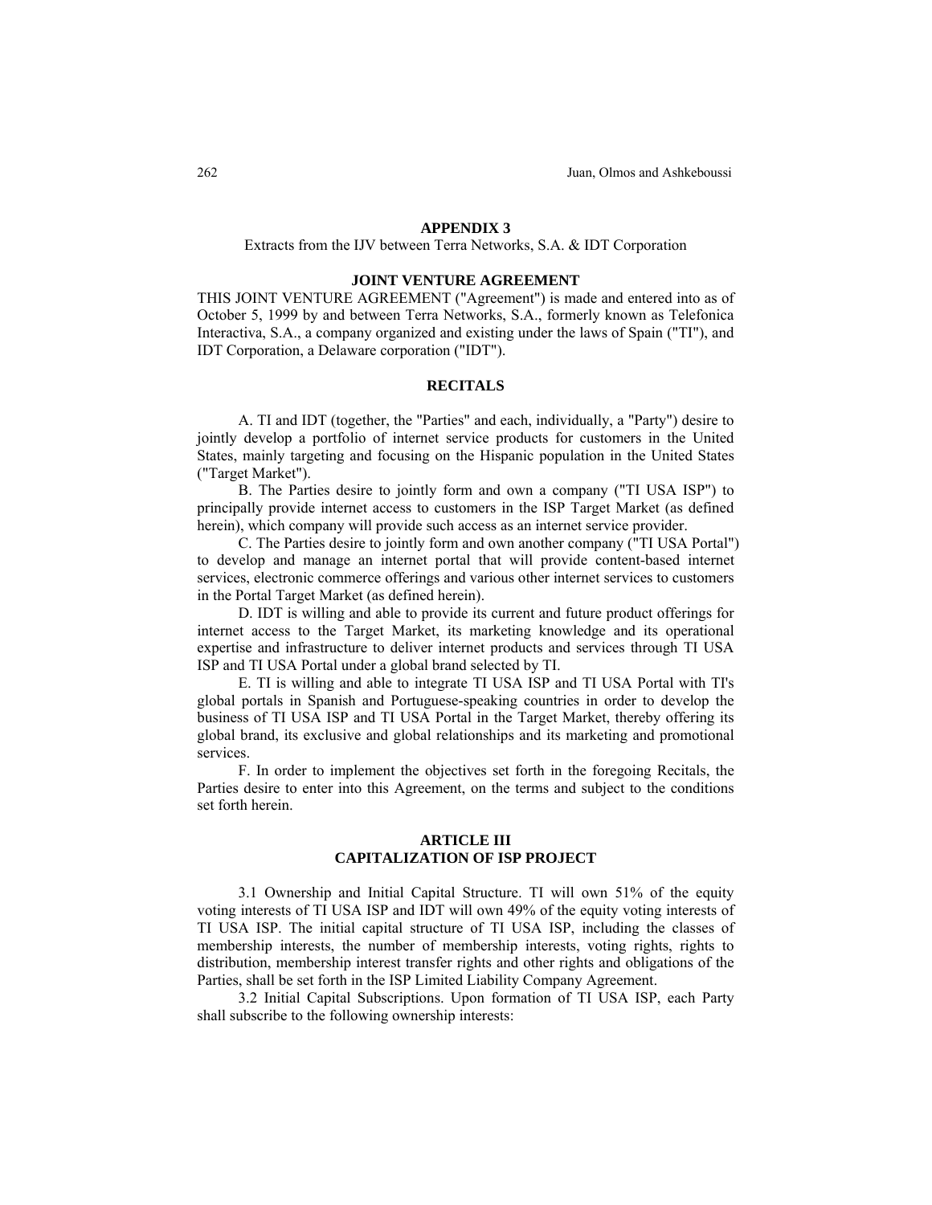## APPENDIX 3

Extracts from the IJV between Terra Networks, S.A. & IDT Corporation

### JOINT VENTURE AGREEMENT

THIS JOINT VENTURE AGREEMENT ("Agreement") is made and entered into as of October 5, 1999 by and between Terra Networks, S.A., formerly known as Telefonica Interactiva, S.A., a company organized and existing under the laws of Spain ("TI"), and IDT Corporation, a Delaware corporation ("IDT").

### RECITALS

A. TI and IDT (together, the "Parties" and each, individually, a "Party") desire to jointly develop a portfolio of internet service products for customers in the United States, mainly targeting and focusing on the Hispanic population in the United States ("Target Market").

B. The Parties desire to jointly form and own a company ("TI USA ISP") to principally provide internet access to customers in the ISP Target Market (as defined herein), which company will provide such access as an internet service provider.

C. The Parties desire to jointly form and own another company ("TI USA Portal") to develop and manage an internet portal that will provide content-based internet services, electronic commerce offerings and various other internet services to customers in the Portal Target Market (as defined herein).

D. IDT is willing and able to provide its current and future product offerings for internet access to the Target Market, its marketing knowledge and its operational expertise and infrastructure to deliver internet products and services through TI USA ISP and TI USA Portal under a global brand selected by TI.

E. TI is willing and able to integrate TI USA ISP and TI USA Portal with TI's global portals in Spanish and Portuguese-speaking countries in order to develop the business of TI USA ISP and TI USA Portal in the Target Market, thereby offering its global brand, its exclusive and global relationships and its marketing and promotional services.

F. In order to implement the objectives set forth in the foregoing Recitals, the Parties desire to enter into this Agreement, on the terms and subject to the conditions set forth herein.

### ARTICLE III
### CAPITALIZATION OF ISP PROJECT

3.1 Ownership and Initial Capital Structure. TI will own 51% of the equity voting interests of TI USA ISP and IDT will own 49% of the equity voting interests of TI USA ISP. The initial capital structure of TI USA ISP, including the classes of membership interests, the number of membership interests, voting rights, rights to distribution, membership interest transfer rights and other rights and obligations of the Parties, shall be set forth in the ISP Limited Liability Company Agreement.

3.2 Initial Capital Subscriptions. Upon formation of TI USA ISP, each Party shall subscribe to the following ownership interests: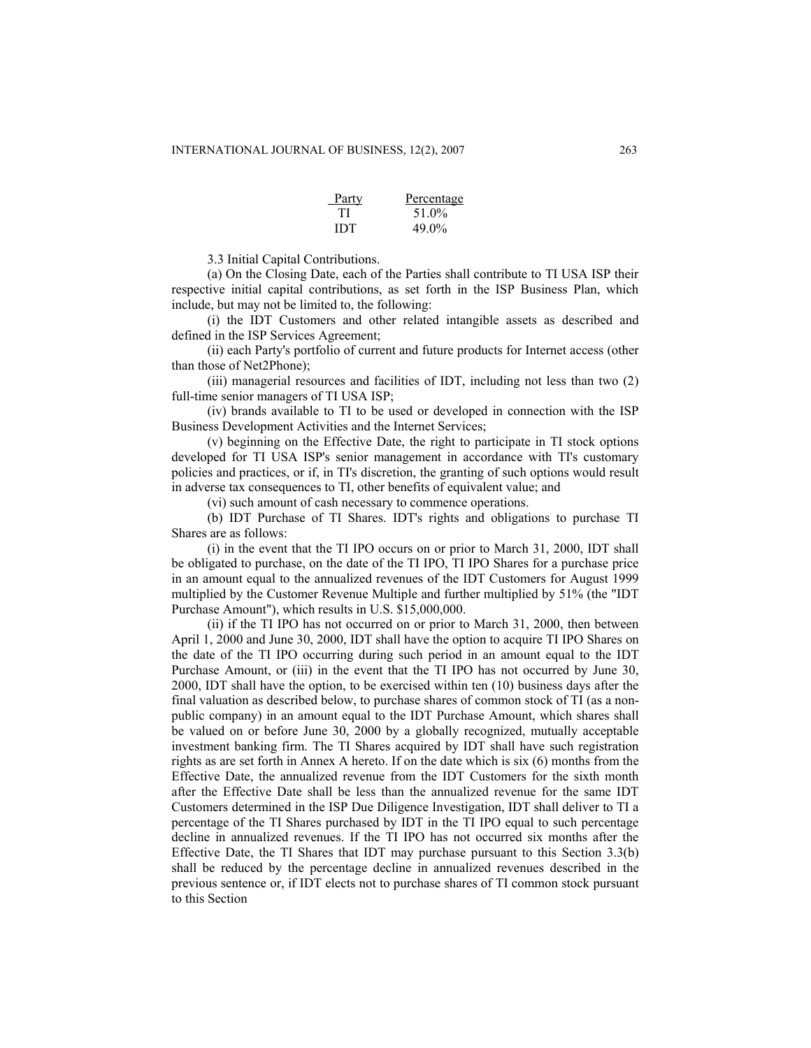| Party | Percentage |
|---|---|
| TI | 51.0% |
| IDT | 49.0% |

3.3 Initial Capital Contributions.

(a) On the Closing Date, each of the Parties shall contribute to TI USA ISP their respective initial capital contributions, as set forth in the ISP Business Plan, which include, but may not be limited to, the following:

(i) the IDT Customers and other related intangible assets as described and defined in the ISP Services Agreement;

(ii) each Party's portfolio of current and future products for Internet access (other than those of Net2Phone);

(iii) managerial resources and facilities of IDT, including not less than two (2) full-time senior managers of TI USA ISP;

(iv) brands available to TI to be used or developed in connection with the ISP Business Development Activities and the Internet Services;

(v) beginning on the Effective Date, the right to participate in TI stock options developed for TI USA ISP's senior management in accordance with TI's customary policies and practices, or if, in TI's discretion, the granting of such options would result in adverse tax consequences to TI, other benefits of equivalent value; and

(vi) such amount of cash necessary to commence operations.

(b) IDT Purchase of TI Shares. IDT's rights and obligations to purchase TI Shares are as follows:

(i) in the event that the TI IPO occurs on or prior to March 31, 2000, IDT shall be obligated to purchase, on the date of the TI IPO, TI IPO Shares for a purchase price in an amount equal to the annualized revenues of the IDT Customers for August 1999 multiplied by the Customer Revenue Multiple and further multiplied by 51% (the "IDT Purchase Amount"), which results in U.S. $15,000,000.

(ii) if the TI IPO has not occurred on or prior to March 31, 2000, then between April 1, 2000 and June 30, 2000, IDT shall have the option to acquire TI IPO Shares on the date of the TI IPO occurring during such period in an amount equal to the IDT Purchase Amount, or (iii) in the event that the TI IPO has not occurred by June 30, 2000, IDT shall have the option, to be exercised within ten (10) business days after the final valuation as described below, to purchase shares of common stock of TI (as a non-public company) in an amount equal to the IDT Purchase Amount, which shares shall be valued on or before June 30, 2000 by a globally recognized, mutually acceptable investment banking firm. The TI Shares acquired by IDT shall have such registration rights as are set forth in Annex A hereto. If on the date which is six (6) months from the Effective Date, the annualized revenue from the IDT Customers for the sixth month after the Effective Date shall be less than the annualized revenue for the same IDT Customers determined in the ISP Due Diligence Investigation, IDT shall deliver to TI a percentage of the TI Shares purchased by IDT in the TI IPO equal to such percentage decline in annualized revenues. If the TI IPO has not occurred six months after the Effective Date, the TI Shares that IDT may purchase pursuant to this Section 3.3(b) shall be reduced by the percentage decline in annualized revenues described in the previous sentence or, if IDT elects not to purchase shares of TI common stock pursuant to this Section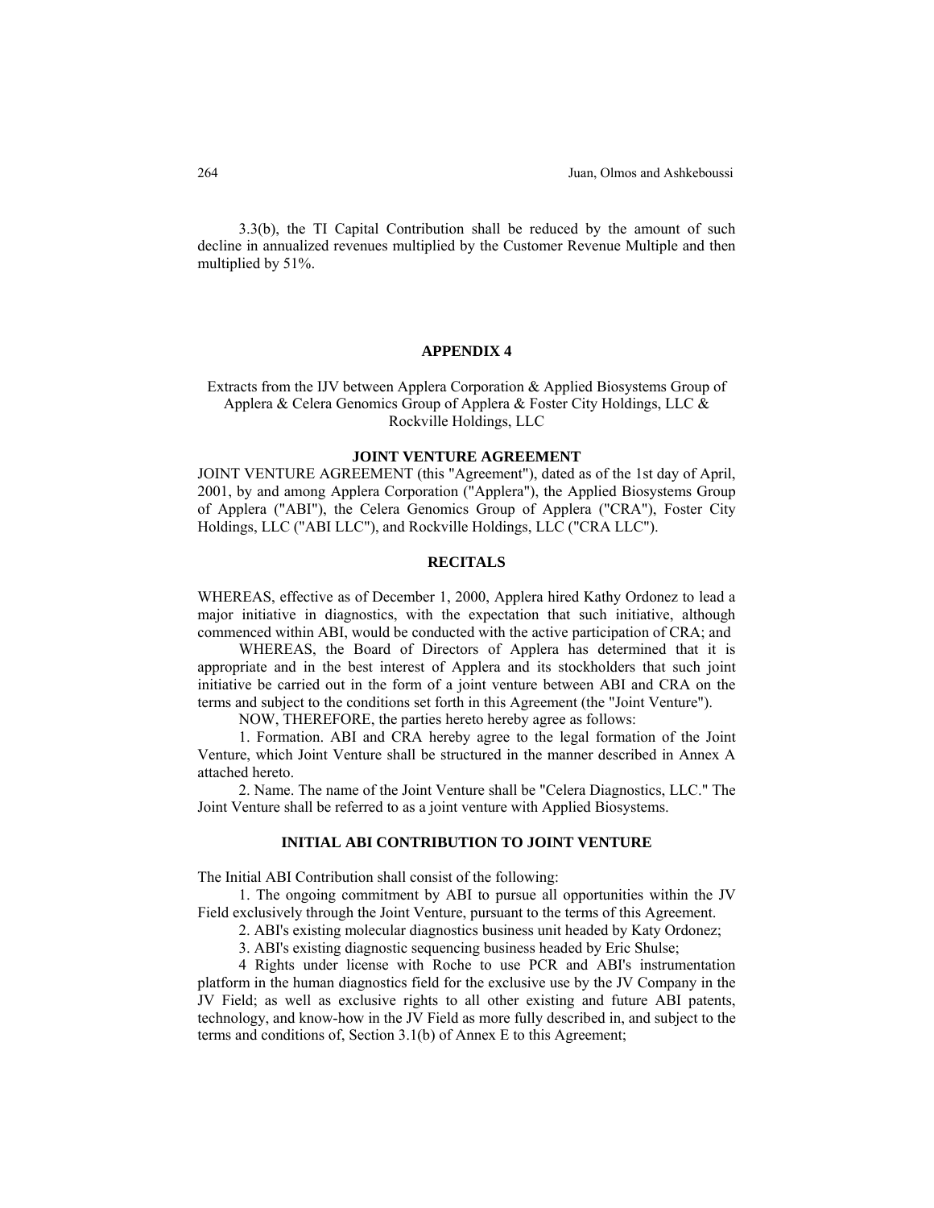3.3(b), the TI Capital Contribution shall be reduced by the amount of such decline in annualized revenues multiplied by the Customer Revenue Multiple and then multiplied by 51%.

## APPENDIX 4

Extracts from the IJV between Applera Corporation & Applied Biosystems Group of Applera & Celera Genomics Group of Applera & Foster City Holdings, LLC & Rockville Holdings, LLC

### JOINT VENTURE AGREEMENT

JOINT VENTURE AGREEMENT (this "Agreement"), dated as of the 1st day of April, 2001, by and among Applera Corporation ("Applera"), the Applied Biosystems Group of Applera ("ABI"), the Celera Genomics Group of Applera ("CRA"), Foster City Holdings, LLC ("ABI LLC"), and Rockville Holdings, LLC ("CRA LLC").

### RECITALS

WHEREAS, effective as of December 1, 2000, Applera hired Kathy Ordonez to lead a major initiative in diagnostics, with the expectation that such initiative, although commenced within ABI, would be conducted with the active participation of CRA; and

WHEREAS, the Board of Directors of Applera has determined that it is appropriate and in the best interest of Applera and its stockholders that such joint initiative be carried out in the form of a joint venture between ABI and CRA on the terms and subject to the conditions set forth in this Agreement (the "Joint Venture").

NOW, THEREFORE, the parties hereto hereby agree as follows:

1. Formation. ABI and CRA hereby agree to the legal formation of the Joint Venture, which Joint Venture shall be structured in the manner described in Annex A attached hereto.

2. Name. The name of the Joint Venture shall be "Celera Diagnostics, LLC." The Joint Venture shall be referred to as a joint venture with Applied Biosystems.

### INITIAL ABI CONTRIBUTION TO JOINT VENTURE

The Initial ABI Contribution shall consist of the following:

1. The ongoing commitment by ABI to pursue all opportunities within the JV Field exclusively through the Joint Venture, pursuant to the terms of this Agreement.

2. ABI's existing molecular diagnostics business unit headed by Katy Ordonez;

3. ABI's existing diagnostic sequencing business headed by Eric Shulse;

4 Rights under license with Roche to use PCR and ABI's instrumentation platform in the human diagnostics field for the exclusive use by the JV Company in the JV Field; as well as exclusive rights to all other existing and future ABI patents, technology, and know-how in the JV Field as more fully described in, and subject to the terms and conditions of, Section 3.1(b) of Annex E to this Agreement;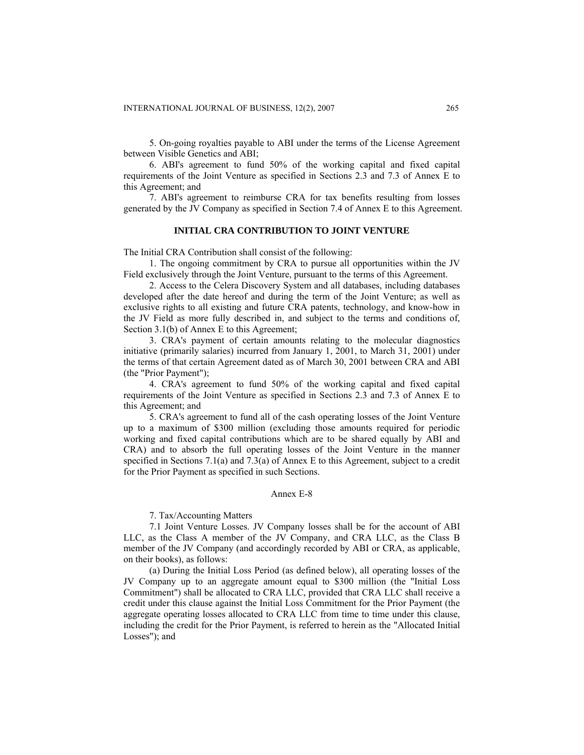5. On-going royalties payable to ABI under the terms of the License Agreement between Visible Genetics and ABI;

6. ABI's agreement to fund 50% of the working capital and fixed capital requirements of the Joint Venture as specified in Sections 2.3 and 7.3 of Annex E to this Agreement; and

7. ABI's agreement to reimburse CRA for tax benefits resulting from losses generated by the JV Company as specified in Section 7.4 of Annex E to this Agreement.

### INITIAL CRA CONTRIBUTION TO JOINT VENTURE

The Initial CRA Contribution shall consist of the following:

1. The ongoing commitment by CRA to pursue all opportunities within the JV Field exclusively through the Joint Venture, pursuant to the terms of this Agreement.

2. Access to the Celera Discovery System and all databases, including databases developed after the date hereof and during the term of the Joint Venture; as well as exclusive rights to all existing and future CRA patents, technology, and know-how in the JV Field as more fully described in, and subject to the terms and conditions of, Section 3.1(b) of Annex E to this Agreement;

3. CRA's payment of certain amounts relating to the molecular diagnostics initiative (primarily salaries) incurred from January 1, 2001, to March 31, 2001) under the terms of that certain Agreement dated as of March 30, 2001 between CRA and ABI (the "Prior Payment");

4. CRA's agreement to fund 50% of the working capital and fixed capital requirements of the Joint Venture as specified in Sections 2.3 and 7.3 of Annex E to this Agreement; and

5. CRA's agreement to fund all of the cash operating losses of the Joint Venture up to a maximum of $300 million (excluding those amounts required for periodic working and fixed capital contributions which are to be shared equally by ABI and CRA) and to absorb the full operating losses of the Joint Venture in the manner specified in Sections 7.1(a) and 7.3(a) of Annex E to this Agreement, subject to a credit for the Prior Payment as specified in such Sections.

Annex E-8

7. Tax/Accounting Matters

7.1 Joint Venture Losses. JV Company losses shall be for the account of ABI LLC, as the Class A member of the JV Company, and CRA LLC, as the Class B member of the JV Company (and accordingly recorded by ABI or CRA, as applicable, on their books), as follows:

(a) During the Initial Loss Period (as defined below), all operating losses of the JV Company up to an aggregate amount equal to $300 million (the "Initial Loss Commitment") shall be allocated to CRA LLC, provided that CRA LLC shall receive a credit under this clause against the Initial Loss Commitment for the Prior Payment (the aggregate operating losses allocated to CRA LLC from time to time under this clause, including the credit for the Prior Payment, is referred to herein as the "Allocated Initial Losses"); and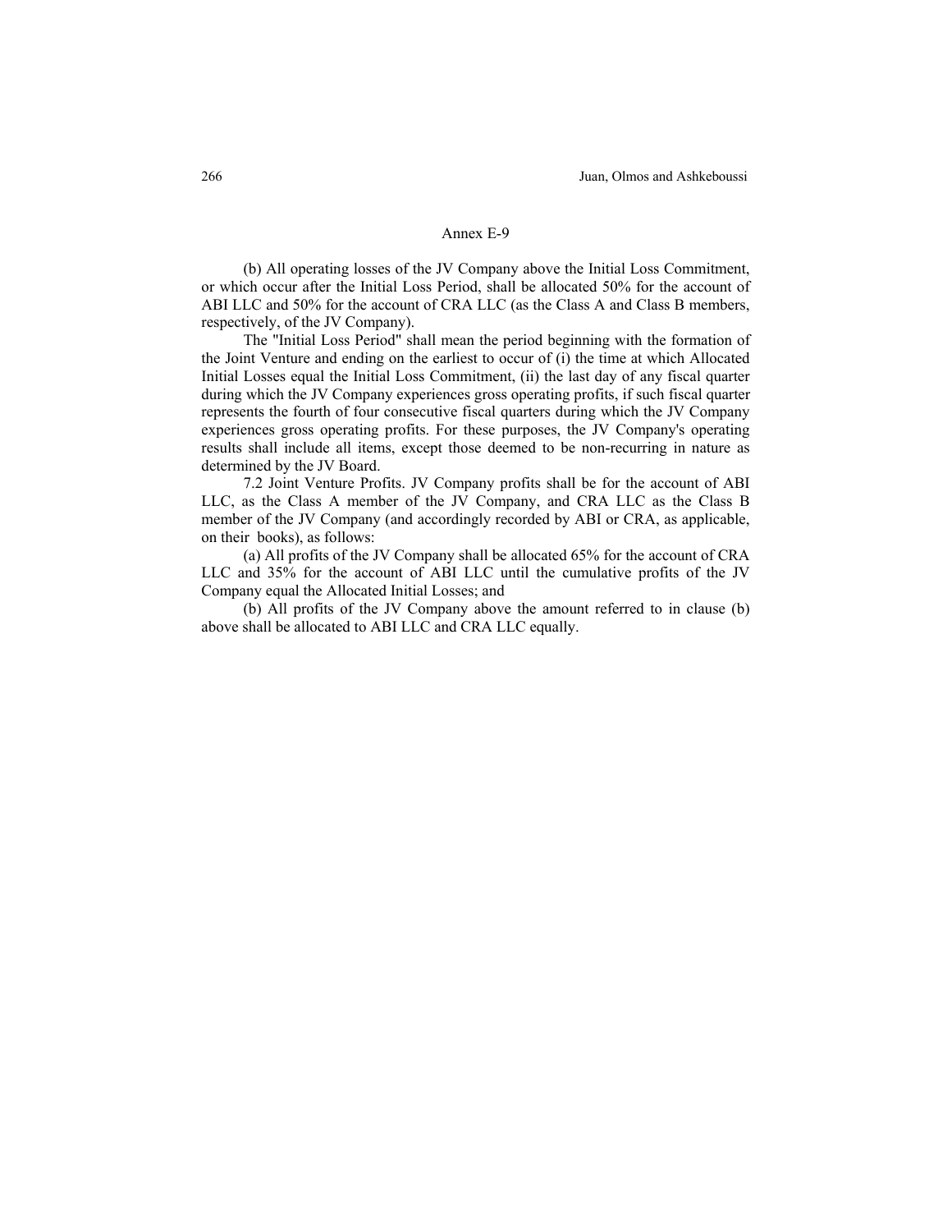Annex E-9

(b) All operating losses of the JV Company above the Initial Loss Commitment, or which occur after the Initial Loss Period, shall be allocated 50% for the account of ABI LLC and 50% for the account of CRA LLC (as the Class A and Class B members, respectively, of the JV Company).

The "Initial Loss Period" shall mean the period beginning with the formation of the Joint Venture and ending on the earliest to occur of (i) the time at which Allocated Initial Losses equal the Initial Loss Commitment, (ii) the last day of any fiscal quarter during which the JV Company experiences gross operating profits, if such fiscal quarter represents the fourth of four consecutive fiscal quarters during which the JV Company experiences gross operating profits. For these purposes, the JV Company's operating results shall include all items, except those deemed to be non-recurring in nature as determined by the JV Board.

7.2 Joint Venture Profits. JV Company profits shall be for the account of ABI LLC, as the Class A member of the JV Company, and CRA LLC as the Class B member of the JV Company (and accordingly recorded by ABI or CRA, as applicable, on their books), as follows:

(a) All profits of the JV Company shall be allocated 65% for the account of CRA LLC and 35% for the account of ABI LLC until the cumulative profits of the JV Company equal the Allocated Initial Losses; and

(b) All profits of the JV Company above the amount referred to in clause (b) above shall be allocated to ABI LLC and CRA LLC equally.